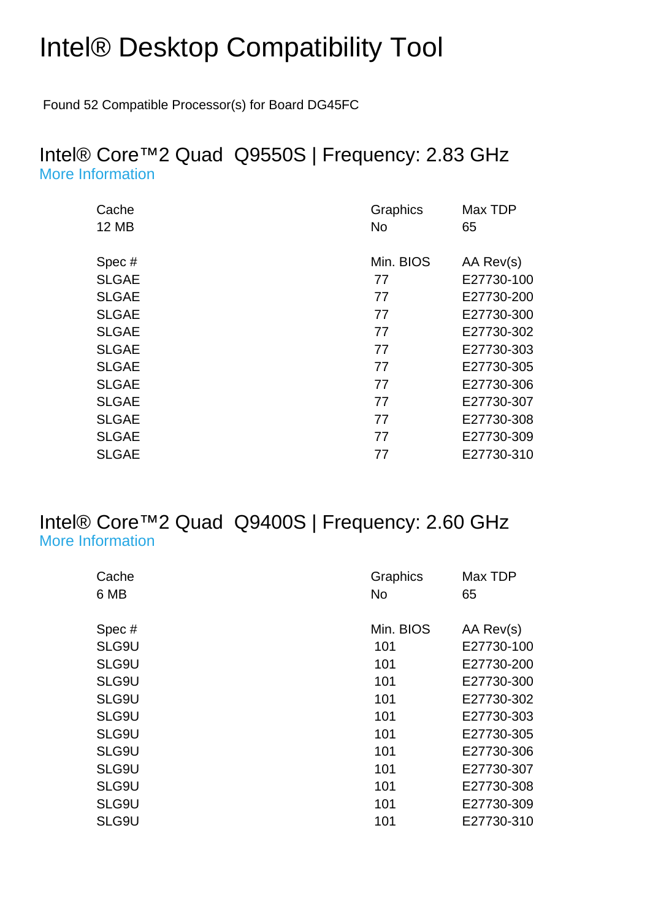# Intel® Desktop Compatibility Tool

Found 52 Compatible Processor(s) for Board DG45FC

## Intel® Core™2 Quad Q9550S | Frequency: 2.83 GHz

More Information

| Cache | Graphics | Max TDP |
|---|---|---|
| 12 MB | No | 65 |

| Spec # | Min. BIOS | AA Rev(s) |
|---|---|---|
| SLGAE | 77 | E27730-100 |
| SLGAE | 77 | E27730-200 |
| SLGAE | 77 | E27730-300 |
| SLGAE | 77 | E27730-302 |
| SLGAE | 77 | E27730-303 |
| SLGAE | 77 | E27730-305 |
| SLGAE | 77 | E27730-306 |
| SLGAE | 77 | E27730-307 |
| SLGAE | 77 | E27730-308 |
| SLGAE | 77 | E27730-309 |
| SLGAE | 77 | E27730-310 |

## Intel® Core™2 Quad Q9400S | Frequency: 2.60 GHz

More Information

| Cache | Graphics | Max TDP |
|---|---|---|
| 6 MB | No | 65 |

| Spec # | Min. BIOS | AA Rev(s) |
|---|---|---|
| SLG9U | 101 | E27730-100 |
| SLG9U | 101 | E27730-200 |
| SLG9U | 101 | E27730-300 |
| SLG9U | 101 | E27730-302 |
| SLG9U | 101 | E27730-303 |
| SLG9U | 101 | E27730-305 |
| SLG9U | 101 | E27730-306 |
| SLG9U | 101 | E27730-307 |
| SLG9U | 101 | E27730-308 |
| SLG9U | 101 | E27730-309 |
| SLG9U | 101 | E27730-310 |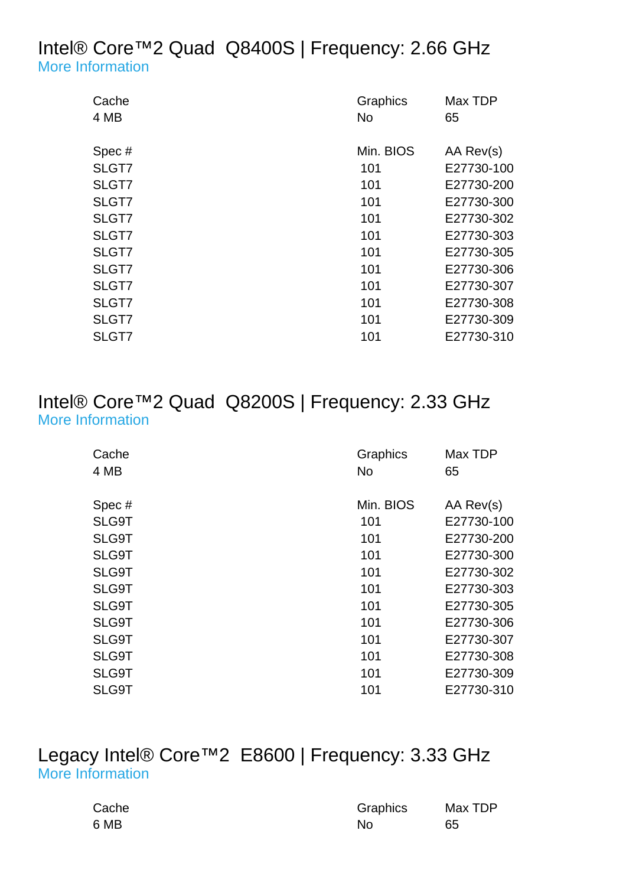## Intel® Core™2 Quad  Q8400S | Frequency: 2.66 GHz

More Information

| Cache | Graphics | Max TDP |
|---|---|---|
| 4 MB | No | 65 |

| Spec # | Min. BIOS | AA Rev(s) |
|---|---|---|
| SLGT7 | 101 | E27730-100 |
| SLGT7 | 101 | E27730-200 |
| SLGT7 | 101 | E27730-300 |
| SLGT7 | 101 | E27730-302 |
| SLGT7 | 101 | E27730-303 |
| SLGT7 | 101 | E27730-305 |
| SLGT7 | 101 | E27730-306 |
| SLGT7 | 101 | E27730-307 |
| SLGT7 | 101 | E27730-308 |
| SLGT7 | 101 | E27730-309 |
| SLGT7 | 101 | E27730-310 |

## Intel® Core™2 Quad  Q8200S | Frequency: 2.33 GHz

More Information

| Cache | Graphics | Max TDP |
|---|---|---|
| 4 MB | No | 65 |

| Spec # | Min. BIOS | AA Rev(s) |
|---|---|---|
| SLG9T | 101 | E27730-100 |
| SLG9T | 101 | E27730-200 |
| SLG9T | 101 | E27730-300 |
| SLG9T | 101 | E27730-302 |
| SLG9T | 101 | E27730-303 |
| SLG9T | 101 | E27730-305 |
| SLG9T | 101 | E27730-306 |
| SLG9T | 101 | E27730-307 |
| SLG9T | 101 | E27730-308 |
| SLG9T | 101 | E27730-309 |
| SLG9T | 101 | E27730-310 |

## Legacy Intel® Core™2  E8600 | Frequency: 3.33 GHz

More Information

| Cache | Graphics | Max TDP |
|---|---|---|
| 6 MB | No | 65 |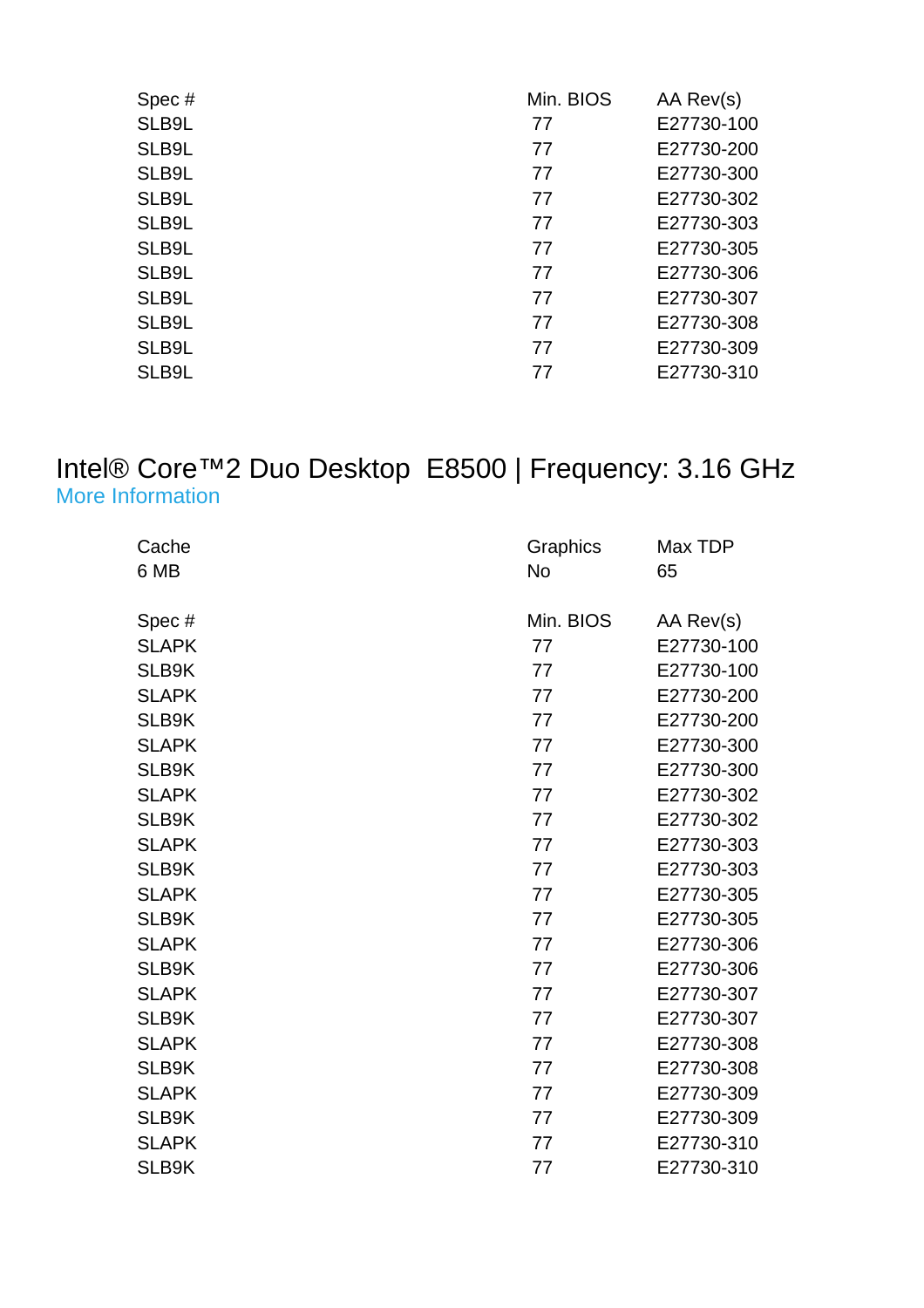| Spec # | Min. BIOS | AA Rev(s) |
|---|---|---|
| SLB9L | 77 | E27730-100 |
| SLB9L | 77 | E27730-200 |
| SLB9L | 77 | E27730-300 |
| SLB9L | 77 | E27730-302 |
| SLB9L | 77 | E27730-303 |
| SLB9L | 77 | E27730-305 |
| SLB9L | 77 | E27730-306 |
| SLB9L | 77 | E27730-307 |
| SLB9L | 77 | E27730-308 |
| SLB9L | 77 | E27730-309 |
| SLB9L | 77 | E27730-310 |

## Intel® Core™2 Duo Desktop E8500 | Frequency: 3.16 GHz

More Information

| Cache | Graphics | Max TDP |
|---|---|---|
| 6 MB | No | 65 |

| Spec # | Min. BIOS | AA Rev(s) |
|---|---|---|
| SLAPK | 77 | E27730-100 |
| SLB9K | 77 | E27730-100 |
| SLAPK | 77 | E27730-200 |
| SLB9K | 77 | E27730-200 |
| SLAPK | 77 | E27730-300 |
| SLB9K | 77 | E27730-300 |
| SLAPK | 77 | E27730-302 |
| SLB9K | 77 | E27730-302 |
| SLAPK | 77 | E27730-303 |
| SLB9K | 77 | E27730-303 |
| SLAPK | 77 | E27730-305 |
| SLB9K | 77 | E27730-305 |
| SLAPK | 77 | E27730-306 |
| SLB9K | 77 | E27730-306 |
| SLAPK | 77 | E27730-307 |
| SLB9K | 77 | E27730-307 |
| SLAPK | 77 | E27730-308 |
| SLB9K | 77 | E27730-308 |
| SLAPK | 77 | E27730-309 |
| SLB9K | 77 | E27730-309 |
| SLAPK | 77 | E27730-310 |
| SLB9K | 77 | E27730-310 |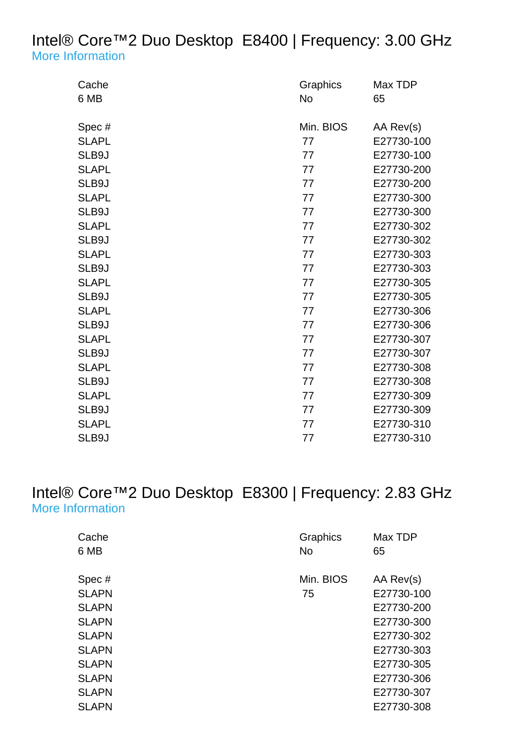## Intel® Core™2 Duo Desktop E8400 | Frequency: 3.00 GHz

More Information

| Cache | Graphics | Max TDP |
|---|---|---|
| 6 MB | No | 65 |

| Spec # | Min. BIOS | AA Rev(s) |
|---|---|---|
| SLAPL | 77 | E27730-100 |
| SLB9J | 77 | E27730-100 |
| SLAPL | 77 | E27730-200 |
| SLB9J | 77 | E27730-200 |
| SLAPL | 77 | E27730-300 |
| SLB9J | 77 | E27730-300 |
| SLAPL | 77 | E27730-302 |
| SLB9J | 77 | E27730-302 |
| SLAPL | 77 | E27730-303 |
| SLB9J | 77 | E27730-303 |
| SLAPL | 77 | E27730-305 |
| SLB9J | 77 | E27730-305 |
| SLAPL | 77 | E27730-306 |
| SLB9J | 77 | E27730-306 |
| SLAPL | 77 | E27730-307 |
| SLB9J | 77 | E27730-307 |
| SLAPL | 77 | E27730-308 |
| SLB9J | 77 | E27730-308 |
| SLAPL | 77 | E27730-309 |
| SLB9J | 77 | E27730-309 |
| SLAPL | 77 | E27730-310 |
| SLB9J | 77 | E27730-310 |

## Intel® Core™2 Duo Desktop E8300 | Frequency: 2.83 GHz

More Information

| Cache | Graphics | Max TDP |
|---|---|---|
| 6 MB | No | 65 |

| Spec # | Min. BIOS | AA Rev(s) |
|---|---|---|
| SLAPN | 75 | E27730-100 |
| SLAPN | | E27730-200 |
| SLAPN | | E27730-300 |
| SLAPN | | E27730-302 |
| SLAPN | | E27730-303 |
| SLAPN | | E27730-305 |
| SLAPN | | E27730-306 |
| SLAPN | | E27730-307 |
| SLAPN | | E27730-308 |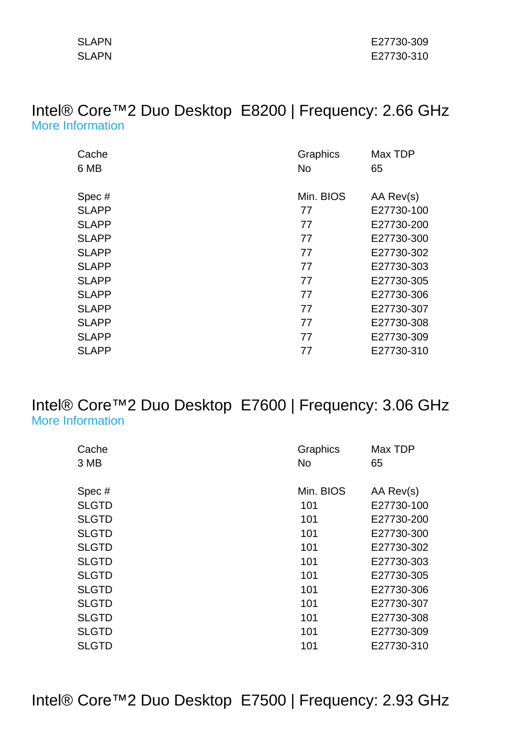| | | |
|---|---|---|
| SLAPN | | E27730-309 |
| SLAPN | | E27730-310 |

## Intel® Core™2 Duo Desktop E8200 | Frequency: 2.66 GHz

More Information

| Cache | Graphics | Max TDP |
|---|---|---|
| 6 MB | No | 65 |

| Spec # | Min. BIOS | AA Rev(s) |
|---|---|---|
| SLAPP | 77 | E27730-100 |
| SLAPP | 77 | E27730-200 |
| SLAPP | 77 | E27730-300 |
| SLAPP | 77 | E27730-302 |
| SLAPP | 77 | E27730-303 |
| SLAPP | 77 | E27730-305 |
| SLAPP | 77 | E27730-306 |
| SLAPP | 77 | E27730-307 |
| SLAPP | 77 | E27730-308 |
| SLAPP | 77 | E27730-309 |
| SLAPP | 77 | E27730-310 |

## Intel® Core™2 Duo Desktop E7600 | Frequency: 3.06 GHz

More Information

| Cache | Graphics | Max TDP |
|---|---|---|
| 3 MB | No | 65 |

| Spec # | Min. BIOS | AA Rev(s) |
|---|---|---|
| SLGTD | 101 | E27730-100 |
| SLGTD | 101 | E27730-200 |
| SLGTD | 101 | E27730-300 |
| SLGTD | 101 | E27730-302 |
| SLGTD | 101 | E27730-303 |
| SLGTD | 101 | E27730-305 |
| SLGTD | 101 | E27730-306 |
| SLGTD | 101 | E27730-307 |
| SLGTD | 101 | E27730-308 |
| SLGTD | 101 | E27730-309 |
| SLGTD | 101 | E27730-310 |

## Intel® Core™2 Duo Desktop E7500 | Frequency: 2.93 GHz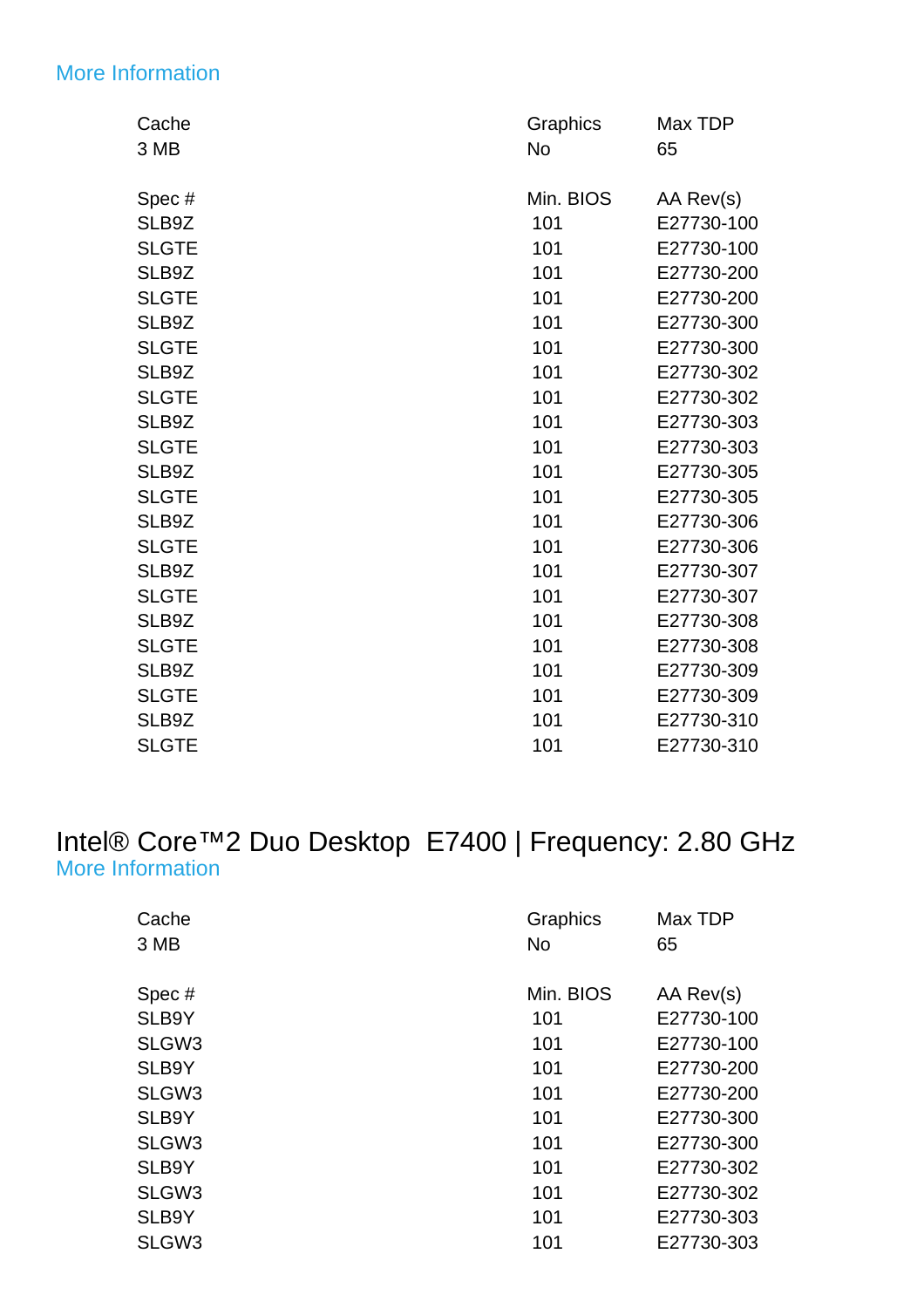More Information

| Cache | Graphics | Max TDP |
|---|---|---|
| 3 MB | No | 65 |

| Spec # | Min. BIOS | AA Rev(s) |
|---|---|---|
| SLB9Z | 101 | E27730-100 |
| SLGTE | 101 | E27730-100 |
| SLB9Z | 101 | E27730-200 |
| SLGTE | 101 | E27730-200 |
| SLB9Z | 101 | E27730-300 |
| SLGTE | 101 | E27730-300 |
| SLB9Z | 101 | E27730-302 |
| SLGTE | 101 | E27730-302 |
| SLB9Z | 101 | E27730-303 |
| SLGTE | 101 | E27730-303 |
| SLB9Z | 101 | E27730-305 |
| SLGTE | 101 | E27730-305 |
| SLB9Z | 101 | E27730-306 |
| SLGTE | 101 | E27730-306 |
| SLB9Z | 101 | E27730-307 |
| SLGTE | 101 | E27730-307 |
| SLB9Z | 101 | E27730-308 |
| SLGTE | 101 | E27730-308 |
| SLB9Z | 101 | E27730-309 |
| SLGTE | 101 | E27730-309 |
| SLB9Z | 101 | E27730-310 |
| SLGTE | 101 | E27730-310 |

# Intel® Core™2 Duo Desktop E7400 | Frequency: 2.80 GHz

More Information

| Cache | Graphics | Max TDP |
|---|---|---|
| 3 MB | No | 65 |

| Spec # | Min. BIOS | AA Rev(s) |
|---|---|---|
| SLB9Y | 101 | E27730-100 |
| SLGW3 | 101 | E27730-100 |
| SLB9Y | 101 | E27730-200 |
| SLGW3 | 101 | E27730-200 |
| SLB9Y | 101 | E27730-300 |
| SLGW3 | 101 | E27730-300 |
| SLB9Y | 101 | E27730-302 |
| SLGW3 | 101 | E27730-302 |
| SLB9Y | 101 | E27730-303 |
| SLGW3 | 101 | E27730-303 |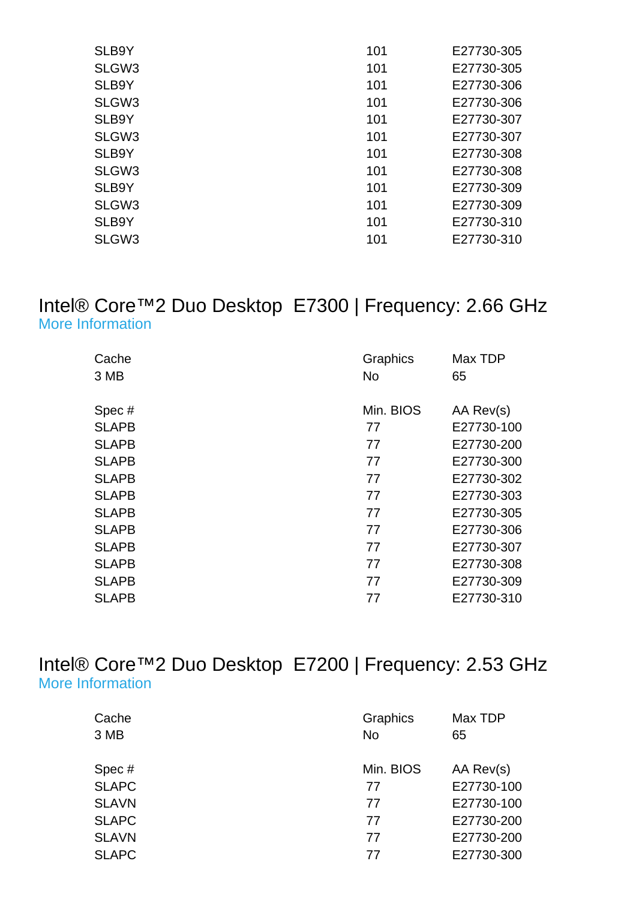| | | |
|---|---|---|
| SLB9Y | 101 | E27730-305 |
| SLGW3 | 101 | E27730-305 |
| SLB9Y | 101 | E27730-306 |
| SLGW3 | 101 | E27730-306 |
| SLB9Y | 101 | E27730-307 |
| SLGW3 | 101 | E27730-307 |
| SLB9Y | 101 | E27730-308 |
| SLGW3 | 101 | E27730-308 |
| SLB9Y | 101 | E27730-309 |
| SLGW3 | 101 | E27730-309 |
| SLB9Y | 101 | E27730-310 |
| SLGW3 | 101 | E27730-310 |

## Intel® Core™2 Duo Desktop E7300 | Frequency: 2.66 GHz

More Information

| Cache | Graphics | Max TDP |
|---|---|---|
| 3 MB | No | 65 |

| Spec # | Min. BIOS | AA Rev(s) |
|---|---|---|
| SLAPB | 77 | E27730-100 |
| SLAPB | 77 | E27730-200 |
| SLAPB | 77 | E27730-300 |
| SLAPB | 77 | E27730-302 |
| SLAPB | 77 | E27730-303 |
| SLAPB | 77 | E27730-305 |
| SLAPB | 77 | E27730-306 |
| SLAPB | 77 | E27730-307 |
| SLAPB | 77 | E27730-308 |
| SLAPB | 77 | E27730-309 |
| SLAPB | 77 | E27730-310 |

## Intel® Core™2 Duo Desktop E7200 | Frequency: 2.53 GHz

More Information

| Cache | Graphics | Max TDP |
|---|---|---|
| 3 MB | No | 65 |

| Spec # | Min. BIOS | AA Rev(s) |
|---|---|---|
| SLAPC | 77 | E27730-100 |
| SLAVN | 77 | E27730-100 |
| SLAPC | 77 | E27730-200 |
| SLAVN | 77 | E27730-200 |
| SLAPC | 77 | E27730-300 |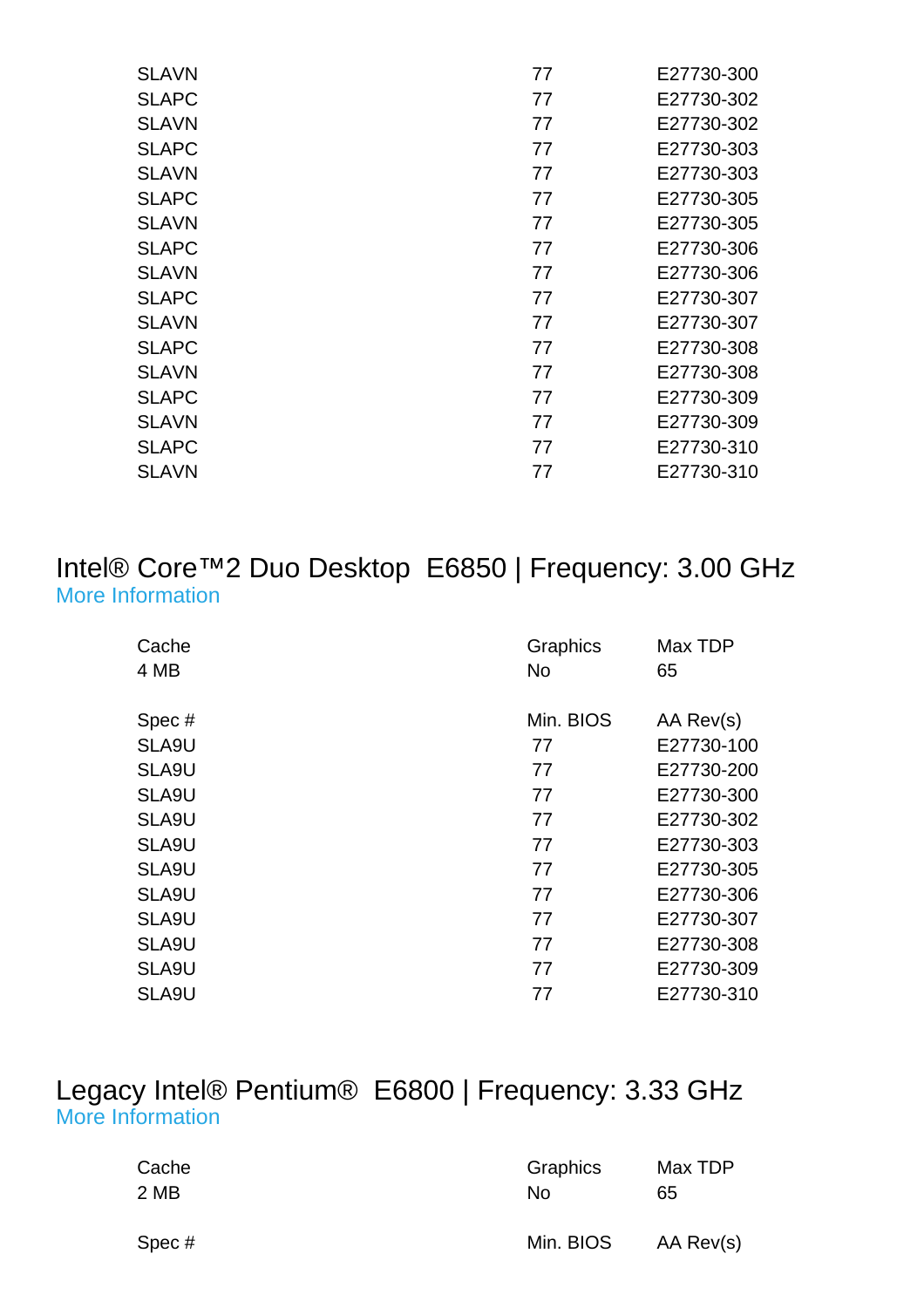| | | |
|---|---|---|
| SLAVN | 77 | E27730-300 |
| SLAPC | 77 | E27730-302 |
| SLAVN | 77 | E27730-302 |
| SLAPC | 77 | E27730-303 |
| SLAVN | 77 | E27730-303 |
| SLAPC | 77 | E27730-305 |
| SLAVN | 77 | E27730-305 |
| SLAPC | 77 | E27730-306 |
| SLAVN | 77 | E27730-306 |
| SLAPC | 77 | E27730-307 |
| SLAVN | 77 | E27730-307 |
| SLAPC | 77 | E27730-308 |
| SLAVN | 77 | E27730-308 |
| SLAPC | 77 | E27730-309 |
| SLAVN | 77 | E27730-309 |
| SLAPC | 77 | E27730-310 |
| SLAVN | 77 | E27730-310 |

## Intel® Core™2 Duo Desktop E6850 | Frequency: 3.00 GHz

More Information

| Cache | Graphics | Max TDP |
|---|---|---|
| 4 MB | No | 65 |

| Spec # | Min. BIOS | AA Rev(s) |
|---|---|---|
| SLA9U | 77 | E27730-100 |
| SLA9U | 77 | E27730-200 |
| SLA9U | 77 | E27730-300 |
| SLA9U | 77 | E27730-302 |
| SLA9U | 77 | E27730-303 |
| SLA9U | 77 | E27730-305 |
| SLA9U | 77 | E27730-306 |
| SLA9U | 77 | E27730-307 |
| SLA9U | 77 | E27730-308 |
| SLA9U | 77 | E27730-309 |
| SLA9U | 77 | E27730-310 |

## Legacy Intel® Pentium® E6800 | Frequency: 3.33 GHz

More Information

| Cache | Graphics | Max TDP |
|---|---|---|
| 2 MB | No | 65 |

| Spec # | Min. BIOS | AA Rev(s) |
|---|---|---|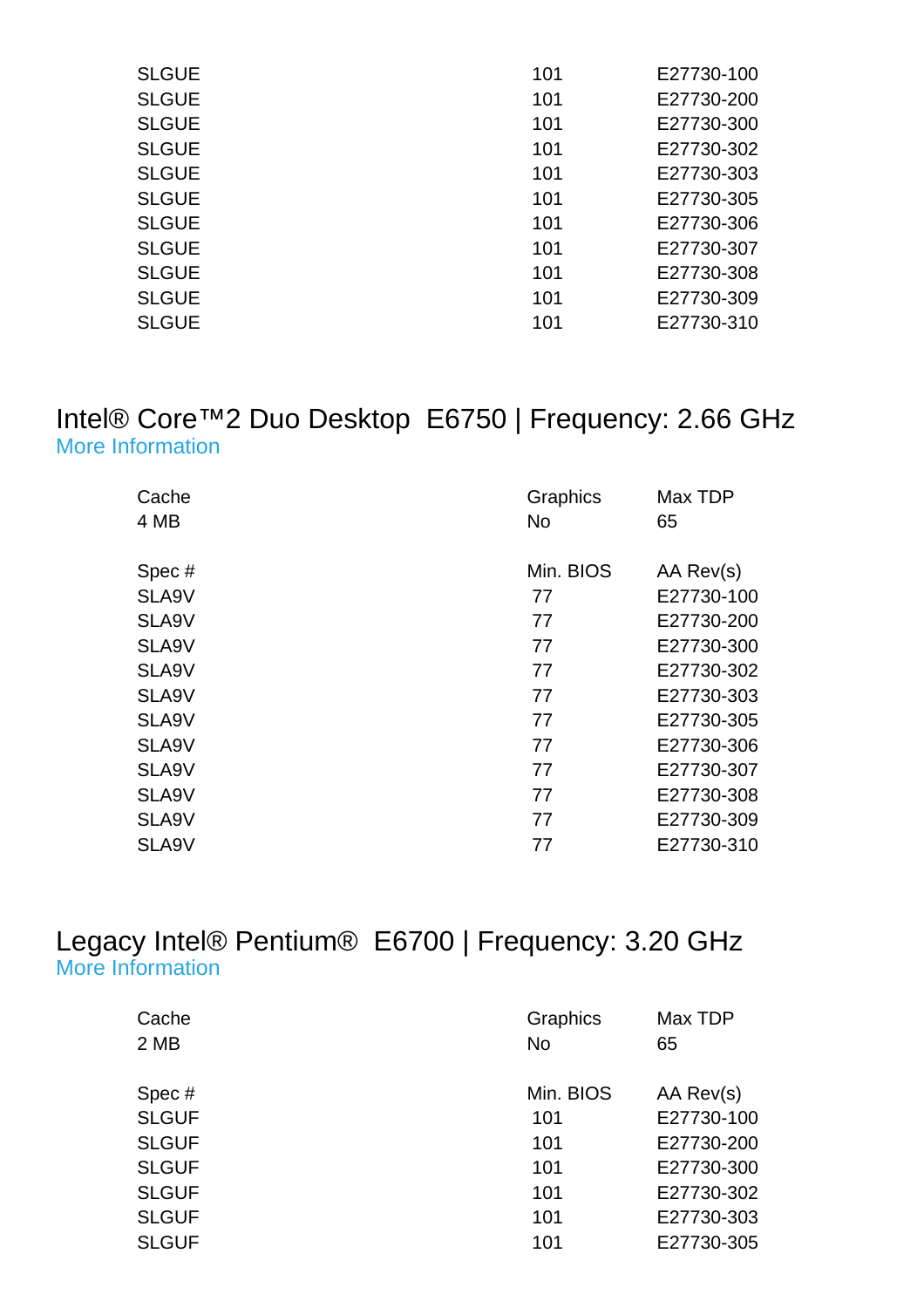| SLGUE | 101 | E27730-100 |
|---|---|---|
| SLGUE | 101 | E27730-200 |
| SLGUE | 101 | E27730-300 |
| SLGUE | 101 | E27730-302 |
| SLGUE | 101 | E27730-303 |
| SLGUE | 101 | E27730-305 |
| SLGUE | 101 | E27730-306 |
| SLGUE | 101 | E27730-307 |
| SLGUE | 101 | E27730-308 |
| SLGUE | 101 | E27730-309 |
| SLGUE | 101 | E27730-310 |

## Intel® Core™2 Duo Desktop E6750 | Frequency: 2.66 GHz

More Information

| Cache | Graphics | Max TDP |
|---|---|---|
| 4 MB | No | 65 |

| Spec # | Min. BIOS | AA Rev(s) |
|---|---|---|
| SLA9V | 77 | E27730-100 |
| SLA9V | 77 | E27730-200 |
| SLA9V | 77 | E27730-300 |
| SLA9V | 77 | E27730-302 |
| SLA9V | 77 | E27730-303 |
| SLA9V | 77 | E27730-305 |
| SLA9V | 77 | E27730-306 |
| SLA9V | 77 | E27730-307 |
| SLA9V | 77 | E27730-308 |
| SLA9V | 77 | E27730-309 |
| SLA9V | 77 | E27730-310 |

## Legacy Intel® Pentium® E6700 | Frequency: 3.20 GHz

More Information

| Cache | Graphics | Max TDP |
|---|---|---|
| 2 MB | No | 65 |

| Spec # | Min. BIOS | AA Rev(s) |
|---|---|---|
| SLGUF | 101 | E27730-100 |
| SLGUF | 101 | E27730-200 |
| SLGUF | 101 | E27730-300 |
| SLGUF | 101 | E27730-302 |
| SLGUF | 101 | E27730-303 |
| SLGUF | 101 | E27730-305 |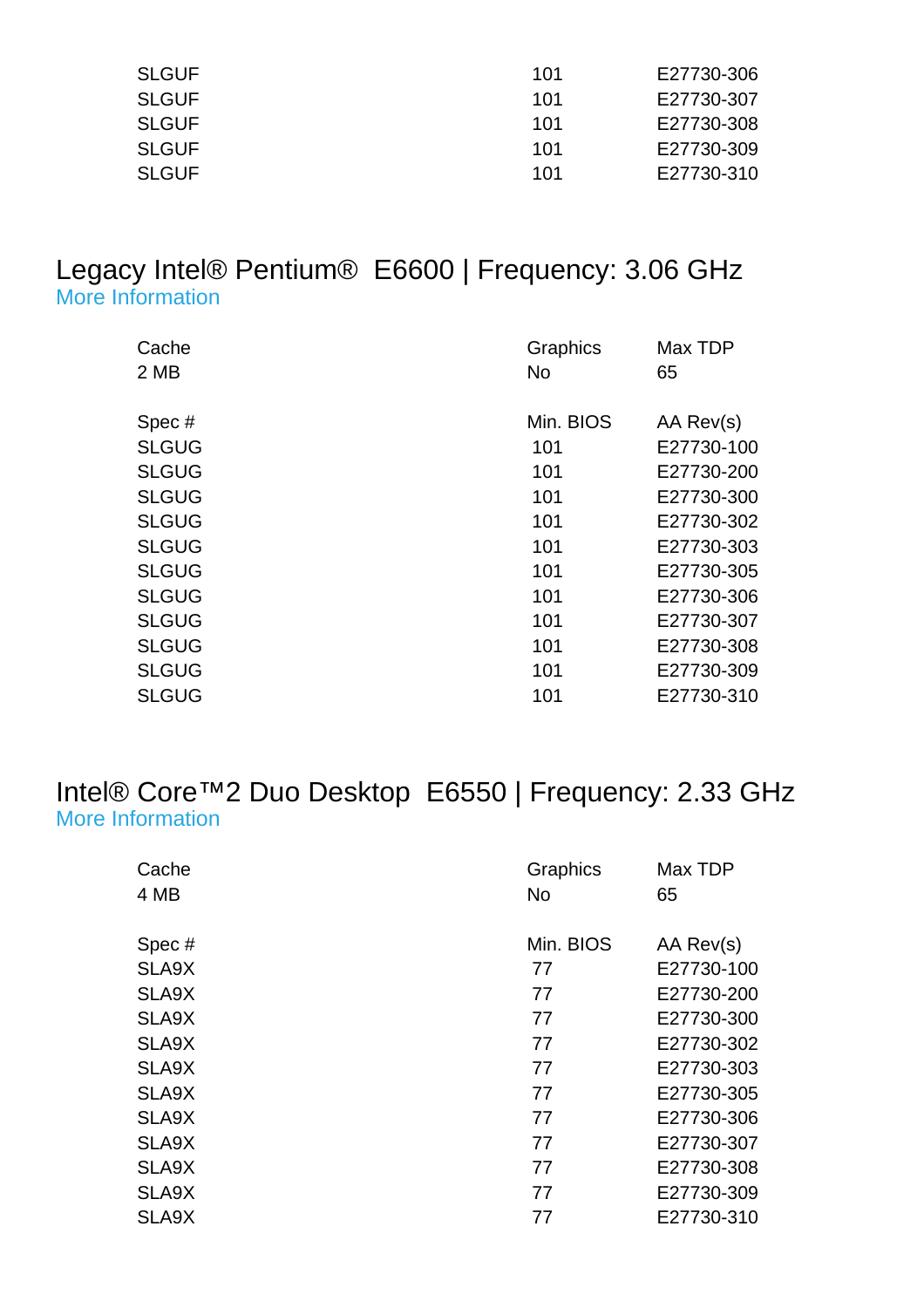| | | |
|---|---|---|
| SLGUF | 101 | E27730-306 |
| SLGUF | 101 | E27730-307 |
| SLGUF | 101 | E27730-308 |
| SLGUF | 101 | E27730-309 |
| SLGUF | 101 | E27730-310 |

## Legacy Intel® Pentium®  E6600 | Frequency: 3.06 GHz

More Information

| Cache | Graphics | Max TDP |
|---|---|---|
| 2 MB | No | 65 |

| Spec # | Min. BIOS | AA Rev(s) |
|---|---|---|
| SLGUG | 101 | E27730-100 |
| SLGUG | 101 | E27730-200 |
| SLGUG | 101 | E27730-300 |
| SLGUG | 101 | E27730-302 |
| SLGUG | 101 | E27730-303 |
| SLGUG | 101 | E27730-305 |
| SLGUG | 101 | E27730-306 |
| SLGUG | 101 | E27730-307 |
| SLGUG | 101 | E27730-308 |
| SLGUG | 101 | E27730-309 |
| SLGUG | 101 | E27730-310 |

## Intel® Core™2 Duo Desktop  E6550 | Frequency: 2.33 GHz

More Information

| Cache | Graphics | Max TDP |
|---|---|---|
| 4 MB | No | 65 |

| Spec # | Min. BIOS | AA Rev(s) |
|---|---|---|
| SLA9X | 77 | E27730-100 |
| SLA9X | 77 | E27730-200 |
| SLA9X | 77 | E27730-300 |
| SLA9X | 77 | E27730-302 |
| SLA9X | 77 | E27730-303 |
| SLA9X | 77 | E27730-305 |
| SLA9X | 77 | E27730-306 |
| SLA9X | 77 | E27730-307 |
| SLA9X | 77 | E27730-308 |
| SLA9X | 77 | E27730-309 |
| SLA9X | 77 | E27730-310 |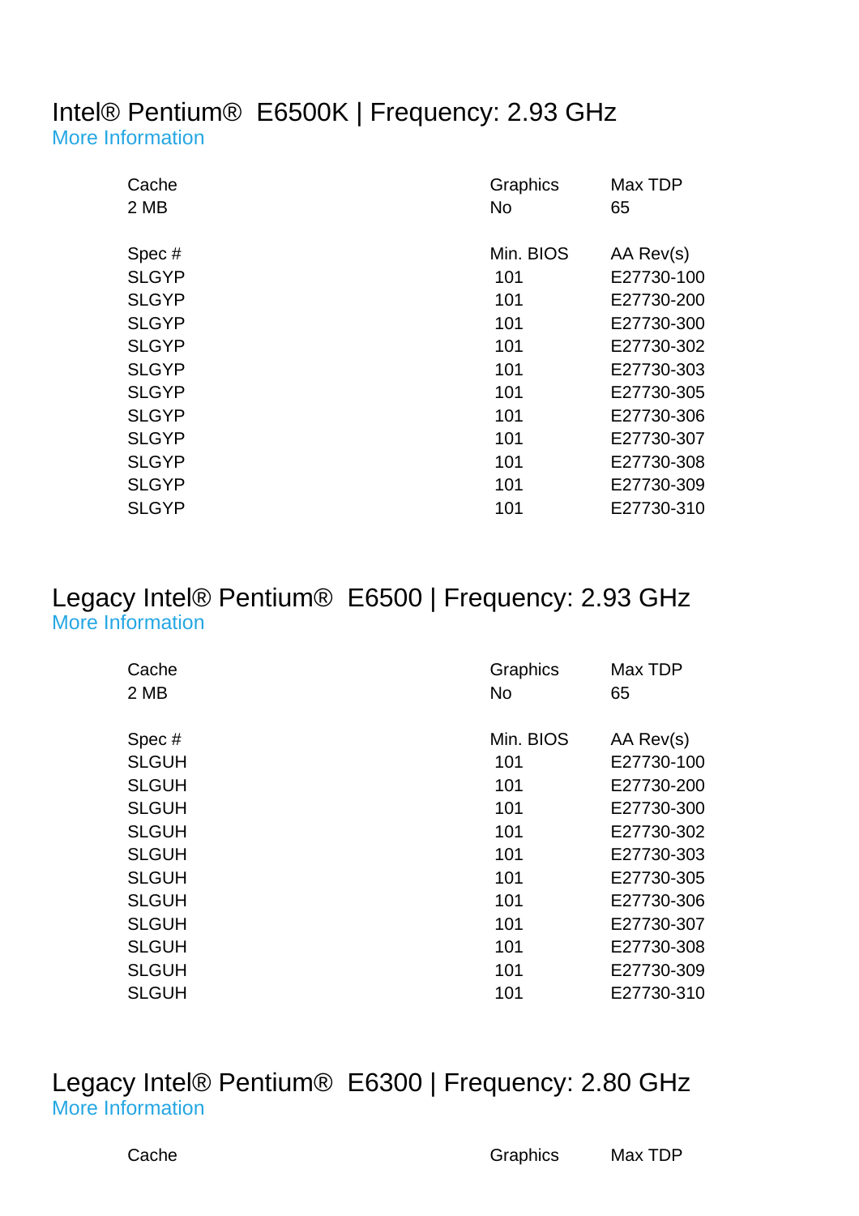## Intel® Pentium® E6500K | Frequency: 2.93 GHz

More Information

| Cache | Graphics | Max TDP |
|---|---|---|
| 2 MB | No | 65 |

| Spec # | Min. BIOS | AA Rev(s) |
|---|---|---|
| SLGYP | 101 | E27730-100 |
| SLGYP | 101 | E27730-200 |
| SLGYP | 101 | E27730-300 |
| SLGYP | 101 | E27730-302 |
| SLGYP | 101 | E27730-303 |
| SLGYP | 101 | E27730-305 |
| SLGYP | 101 | E27730-306 |
| SLGYP | 101 | E27730-307 |
| SLGYP | 101 | E27730-308 |
| SLGYP | 101 | E27730-309 |
| SLGYP | 101 | E27730-310 |

## Legacy Intel® Pentium® E6500 | Frequency: 2.93 GHz

More Information

| Cache | Graphics | Max TDP |
|---|---|---|
| 2 MB | No | 65 |

| Spec # | Min. BIOS | AA Rev(s) |
|---|---|---|
| SLGUH | 101 | E27730-100 |
| SLGUH | 101 | E27730-200 |
| SLGUH | 101 | E27730-300 |
| SLGUH | 101 | E27730-302 |
| SLGUH | 101 | E27730-303 |
| SLGUH | 101 | E27730-305 |
| SLGUH | 101 | E27730-306 |
| SLGUH | 101 | E27730-307 |
| SLGUH | 101 | E27730-308 |
| SLGUH | 101 | E27730-309 |
| SLGUH | 101 | E27730-310 |

## Legacy Intel® Pentium® E6300 | Frequency: 2.80 GHz

More Information

| Cache | Graphics | Max TDP |
|---|---|---|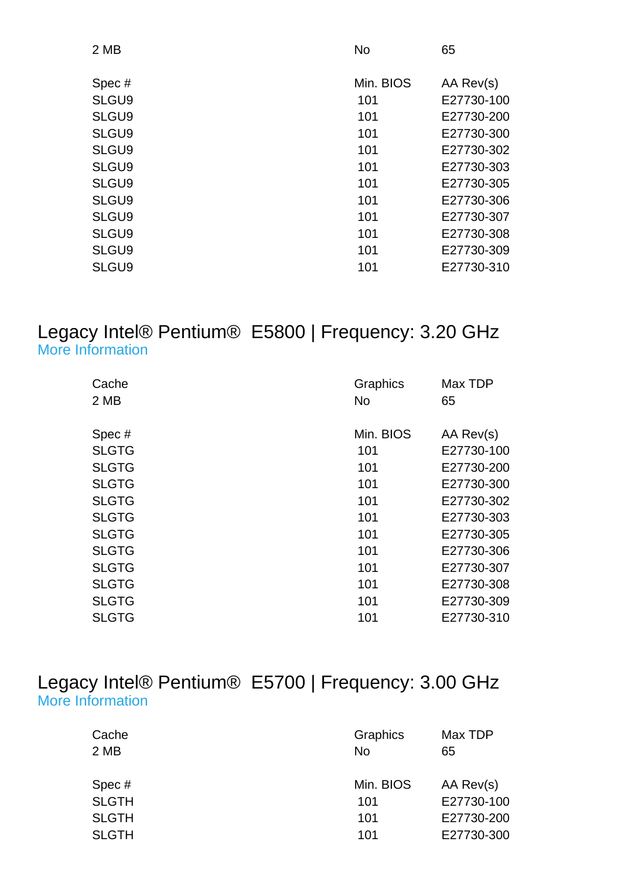| Cache | Graphics | Max TDP |
| --- | --- | --- |
| 2 MB | No | 65 |

| Spec # | Min. BIOS | AA Rev(s) |
| --- | --- | --- |
| SLGU9 | 101 | E27730-100 |
| SLGU9 | 101 | E27730-200 |
| SLGU9 | 101 | E27730-300 |
| SLGU9 | 101 | E27730-302 |
| SLGU9 | 101 | E27730-303 |
| SLGU9 | 101 | E27730-305 |
| SLGU9 | 101 | E27730-306 |
| SLGU9 | 101 | E27730-307 |
| SLGU9 | 101 | E27730-308 |
| SLGU9 | 101 | E27730-309 |
| SLGU9 | 101 | E27730-310 |

## Legacy Intel® Pentium® E5800 | Frequency: 3.20 GHz

More Information

| Cache | Graphics | Max TDP |
| --- | --- | --- |
| 2 MB | No | 65 |

| Spec # | Min. BIOS | AA Rev(s) |
| --- | --- | --- |
| SLGTG | 101 | E27730-100 |
| SLGTG | 101 | E27730-200 |
| SLGTG | 101 | E27730-300 |
| SLGTG | 101 | E27730-302 |
| SLGTG | 101 | E27730-303 |
| SLGTG | 101 | E27730-305 |
| SLGTG | 101 | E27730-306 |
| SLGTG | 101 | E27730-307 |
| SLGTG | 101 | E27730-308 |
| SLGTG | 101 | E27730-309 |
| SLGTG | 101 | E27730-310 |

## Legacy Intel® Pentium® E5700 | Frequency: 3.00 GHz

More Information

| Cache | Graphics | Max TDP |
| --- | --- | --- |
| 2 MB | No | 65 |

| Spec # | Min. BIOS | AA Rev(s) |
| --- | --- | --- |
| SLGTH | 101 | E27730-100 |
| SLGTH | 101 | E27730-200 |
| SLGTH | 101 | E27730-300 |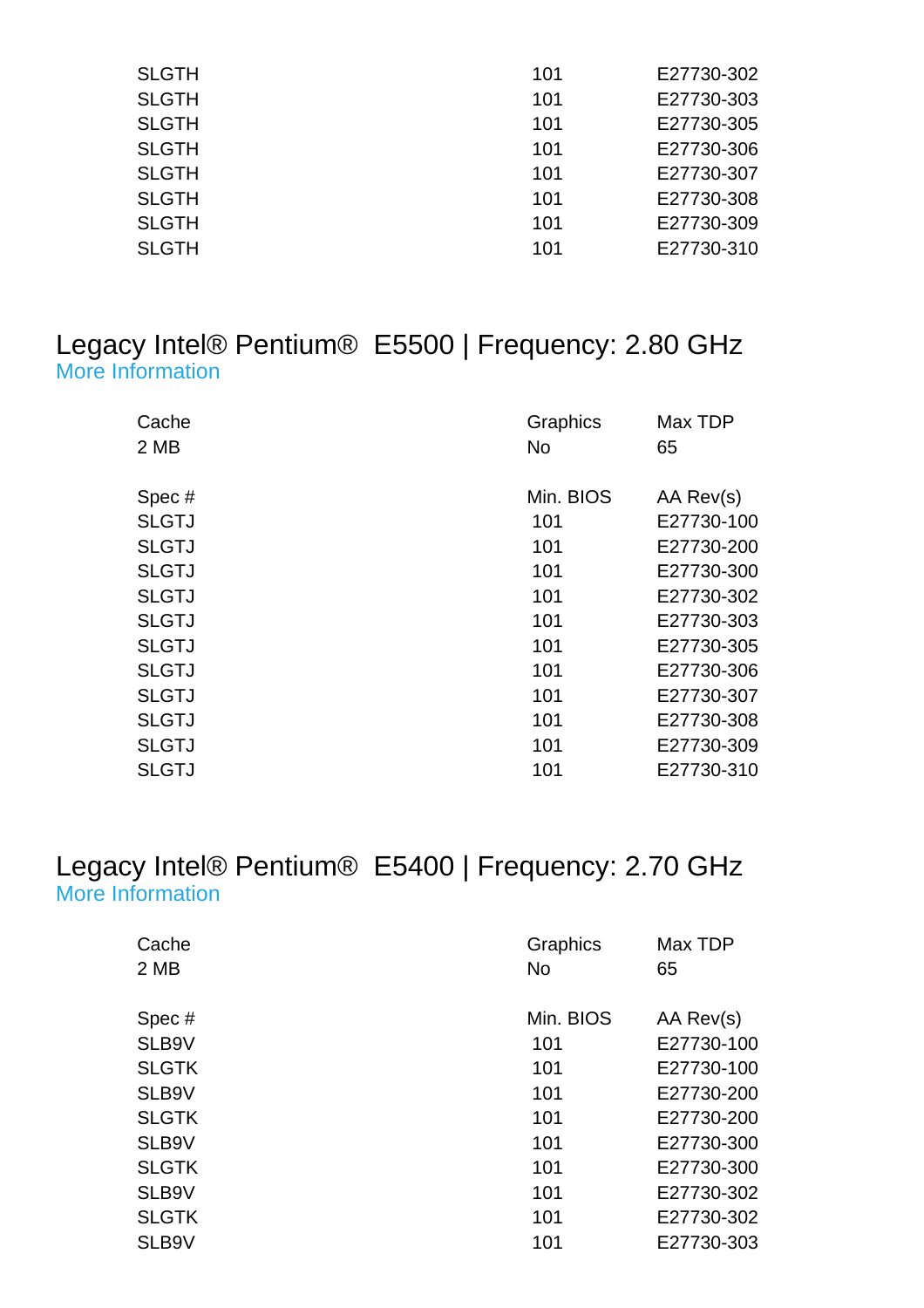| | | |
|---|---|---|
| SLGTH | 101 | E27730-302 |
| SLGTH | 101 | E27730-303 |
| SLGTH | 101 | E27730-305 |
| SLGTH | 101 | E27730-306 |
| SLGTH | 101 | E27730-307 |
| SLGTH | 101 | E27730-308 |
| SLGTH | 101 | E27730-309 |
| SLGTH | 101 | E27730-310 |

## Legacy Intel® Pentium® E5500 | Frequency: 2.80 GHz

More Information

| Cache | Graphics | Max TDP |
|---|---|---|
| 2 MB | No | 65 |

| Spec # | Min. BIOS | AA Rev(s) |
|---|---|---|
| SLGTJ | 101 | E27730-100 |
| SLGTJ | 101 | E27730-200 |
| SLGTJ | 101 | E27730-300 |
| SLGTJ | 101 | E27730-302 |
| SLGTJ | 101 | E27730-303 |
| SLGTJ | 101 | E27730-305 |
| SLGTJ | 101 | E27730-306 |
| SLGTJ | 101 | E27730-307 |
| SLGTJ | 101 | E27730-308 |
| SLGTJ | 101 | E27730-309 |
| SLGTJ | 101 | E27730-310 |

## Legacy Intel® Pentium® E5400 | Frequency: 2.70 GHz

More Information

| Cache | Graphics | Max TDP |
|---|---|---|
| 2 MB | No | 65 |

| Spec # | Min. BIOS | AA Rev(s) |
|---|---|---|
| SLB9V | 101 | E27730-100 |
| SLGTK | 101 | E27730-100 |
| SLB9V | 101 | E27730-200 |
| SLGTK | 101 | E27730-200 |
| SLB9V | 101 | E27730-300 |
| SLGTK | 101 | E27730-300 |
| SLB9V | 101 | E27730-302 |
| SLGTK | 101 | E27730-302 |
| SLB9V | 101 | E27730-303 |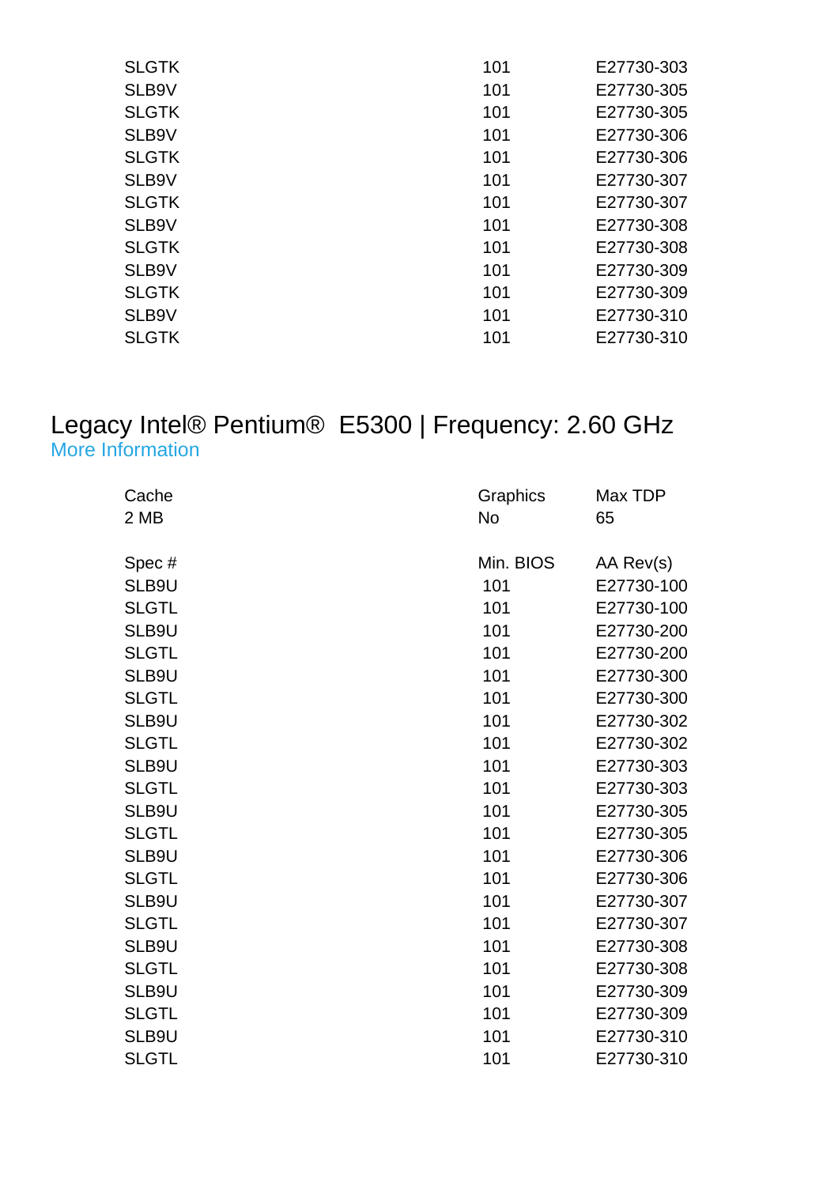| | | |
|---|---|---|
| SLGTK | 101 | E27730-303 |
| SLB9V | 101 | E27730-305 |
| SLGTK | 101 | E27730-305 |
| SLB9V | 101 | E27730-306 |
| SLGTK | 101 | E27730-306 |
| SLB9V | 101 | E27730-307 |
| SLGTK | 101 | E27730-307 |
| SLB9V | 101 | E27730-308 |
| SLGTK | 101 | E27730-308 |
| SLB9V | 101 | E27730-309 |
| SLGTK | 101 | E27730-309 |
| SLB9V | 101 | E27730-310 |
| SLGTK | 101 | E27730-310 |

## Legacy Intel® Pentium® E5300 | Frequency: 2.60 GHz

More Information

| Cache | Graphics | Max TDP |
|---|---|---|
| 2 MB | No | 65 |

| Spec # | Min. BIOS | AA Rev(s) |
|---|---|---|
| SLB9U | 101 | E27730-100 |
| SLGTL | 101 | E27730-100 |
| SLB9U | 101 | E27730-200 |
| SLGTL | 101 | E27730-200 |
| SLB9U | 101 | E27730-300 |
| SLGTL | 101 | E27730-300 |
| SLB9U | 101 | E27730-302 |
| SLGTL | 101 | E27730-302 |
| SLB9U | 101 | E27730-303 |
| SLGTL | 101 | E27730-303 |
| SLB9U | 101 | E27730-305 |
| SLGTL | 101 | E27730-305 |
| SLB9U | 101 | E27730-306 |
| SLGTL | 101 | E27730-306 |
| SLB9U | 101 | E27730-307 |
| SLGTL | 101 | E27730-307 |
| SLB9U | 101 | E27730-308 |
| SLGTL | 101 | E27730-308 |
| SLB9U | 101 | E27730-309 |
| SLGTL | 101 | E27730-309 |
| SLB9U | 101 | E27730-310 |
| SLGTL | 101 | E27730-310 |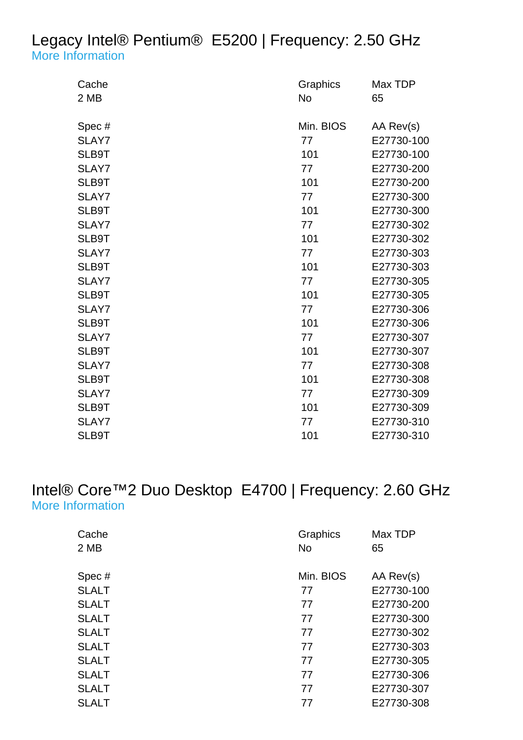# Legacy Intel® Pentium® E5200 | Frequency: 2.50 GHz

More Information

| Cache | Graphics | Max TDP |
|---|---|---|
| 2 MB | No | 65 |

| Spec # | Min. BIOS | AA Rev(s) |
|---|---|---|
| SLAY7 | 77 | E27730-100 |
| SLB9T | 101 | E27730-100 |
| SLAY7 | 77 | E27730-200 |
| SLB9T | 101 | E27730-200 |
| SLAY7 | 77 | E27730-300 |
| SLB9T | 101 | E27730-300 |
| SLAY7 | 77 | E27730-302 |
| SLB9T | 101 | E27730-302 |
| SLAY7 | 77 | E27730-303 |
| SLB9T | 101 | E27730-303 |
| SLAY7 | 77 | E27730-305 |
| SLB9T | 101 | E27730-305 |
| SLAY7 | 77 | E27730-306 |
| SLB9T | 101 | E27730-306 |
| SLAY7 | 77 | E27730-307 |
| SLB9T | 101 | E27730-307 |
| SLAY7 | 77 | E27730-308 |
| SLB9T | 101 | E27730-308 |
| SLAY7 | 77 | E27730-309 |
| SLB9T | 101 | E27730-309 |
| SLAY7 | 77 | E27730-310 |
| SLB9T | 101 | E27730-310 |

# Intel® Core™2 Duo Desktop E4700 | Frequency: 2.60 GHz

More Information

| Cache | Graphics | Max TDP |
|---|---|---|
| 2 MB | No | 65 |

| Spec # | Min. BIOS | AA Rev(s) |
|---|---|---|
| SLALT | 77 | E27730-100 |
| SLALT | 77 | E27730-200 |
| SLALT | 77 | E27730-300 |
| SLALT | 77 | E27730-302 |
| SLALT | 77 | E27730-303 |
| SLALT | 77 | E27730-305 |
| SLALT | 77 | E27730-306 |
| SLALT | 77 | E27730-307 |
| SLALT | 77 | E27730-308 |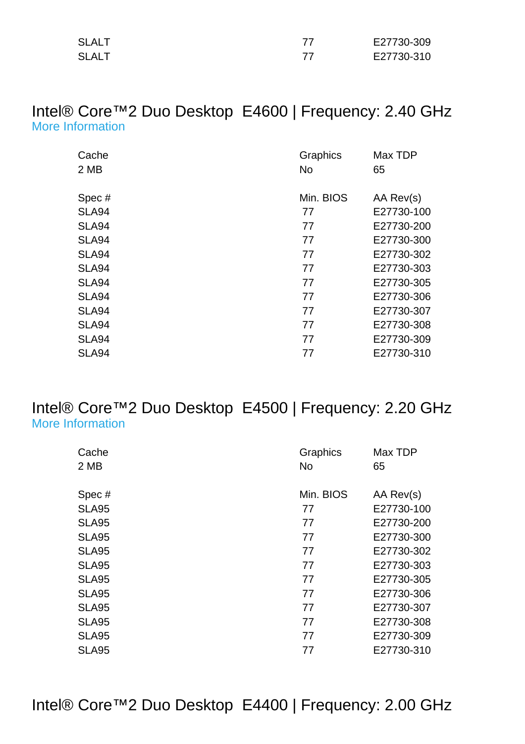| | | |
|---|---|---|
| SLALT | 77 | E27730-309 |
| SLALT | 77 | E27730-310 |

## Intel® Core™2 Duo Desktop E4600 | Frequency: 2.40 GHz

More Information

| Cache | Graphics | Max TDP |
|---|---|---|
| 2 MB | No | 65 |

| Spec # | Min. BIOS | AA Rev(s) |
|---|---|---|
| SLA94 | 77 | E27730-100 |
| SLA94 | 77 | E27730-200 |
| SLA94 | 77 | E27730-300 |
| SLA94 | 77 | E27730-302 |
| SLA94 | 77 | E27730-303 |
| SLA94 | 77 | E27730-305 |
| SLA94 | 77 | E27730-306 |
| SLA94 | 77 | E27730-307 |
| SLA94 | 77 | E27730-308 |
| SLA94 | 77 | E27730-309 |
| SLA94 | 77 | E27730-310 |

## Intel® Core™2 Duo Desktop E4500 | Frequency: 2.20 GHz

More Information

| Cache | Graphics | Max TDP |
|---|---|---|
| 2 MB | No | 65 |

| Spec # | Min. BIOS | AA Rev(s) |
|---|---|---|
| SLA95 | 77 | E27730-100 |
| SLA95 | 77 | E27730-200 |
| SLA95 | 77 | E27730-300 |
| SLA95 | 77 | E27730-302 |
| SLA95 | 77 | E27730-303 |
| SLA95 | 77 | E27730-305 |
| SLA95 | 77 | E27730-306 |
| SLA95 | 77 | E27730-307 |
| SLA95 | 77 | E27730-308 |
| SLA95 | 77 | E27730-309 |
| SLA95 | 77 | E27730-310 |

## Intel® Core™2 Duo Desktop E4400 | Frequency: 2.00 GHz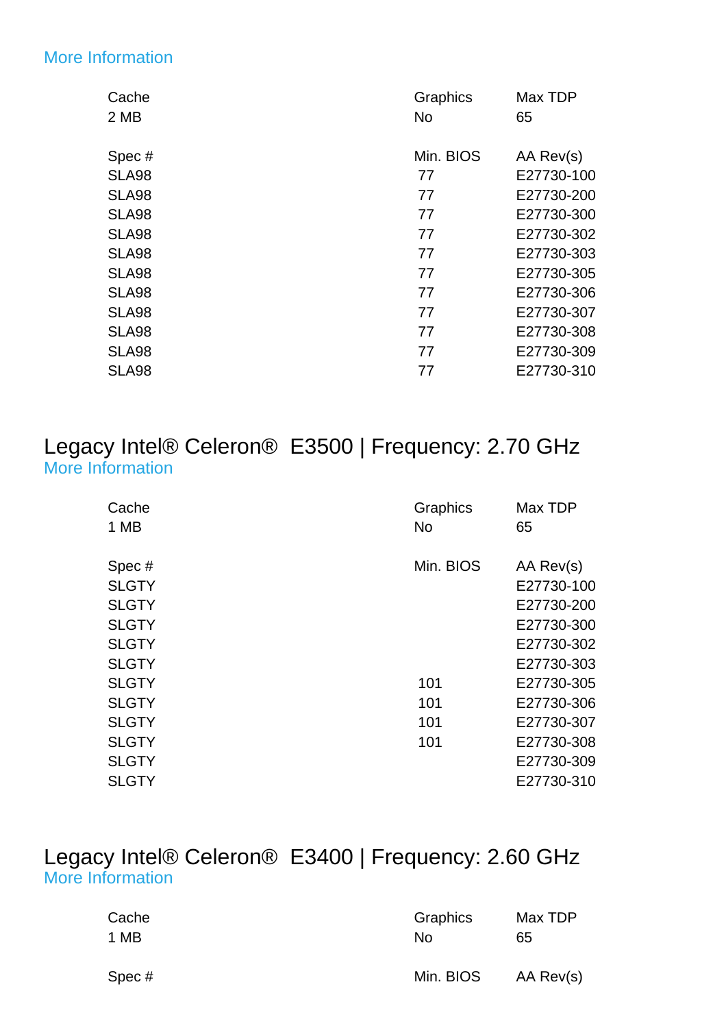More Information

| Cache | Graphics | Max TDP |
| --- | --- | --- |
| 2 MB | No | 65 |

| Spec # | Min. BIOS | AA Rev(s) |
| --- | --- | --- |
| SLA98 | 77 | E27730-100 |
| SLA98 | 77 | E27730-200 |
| SLA98 | 77 | E27730-300 |
| SLA98 | 77 | E27730-302 |
| SLA98 | 77 | E27730-303 |
| SLA98 | 77 | E27730-305 |
| SLA98 | 77 | E27730-306 |
| SLA98 | 77 | E27730-307 |
| SLA98 | 77 | E27730-308 |
| SLA98 | 77 | E27730-309 |
| SLA98 | 77 | E27730-310 |

## Legacy Intel® Celeron® E3500 | Frequency: 2.70 GHz

More Information

| Cache | Graphics | Max TDP |
| --- | --- | --- |
| 1 MB | No | 65 |

| Spec # | Min. BIOS | AA Rev(s) |
| --- | --- | --- |
| SLGTY | | E27730-100 |
| SLGTY | | E27730-200 |
| SLGTY | | E27730-300 |
| SLGTY | | E27730-302 |
| SLGTY | | E27730-303 |
| SLGTY | 101 | E27730-305 |
| SLGTY | 101 | E27730-306 |
| SLGTY | 101 | E27730-307 |
| SLGTY | 101 | E27730-308 |
| SLGTY | | E27730-309 |
| SLGTY | | E27730-310 |

## Legacy Intel® Celeron® E3400 | Frequency: 2.60 GHz

More Information

| Cache | Graphics | Max TDP |
| --- | --- | --- |
| 1 MB | No | 65 |

| Spec # | Min. BIOS | AA Rev(s) |
| --- | --- | --- |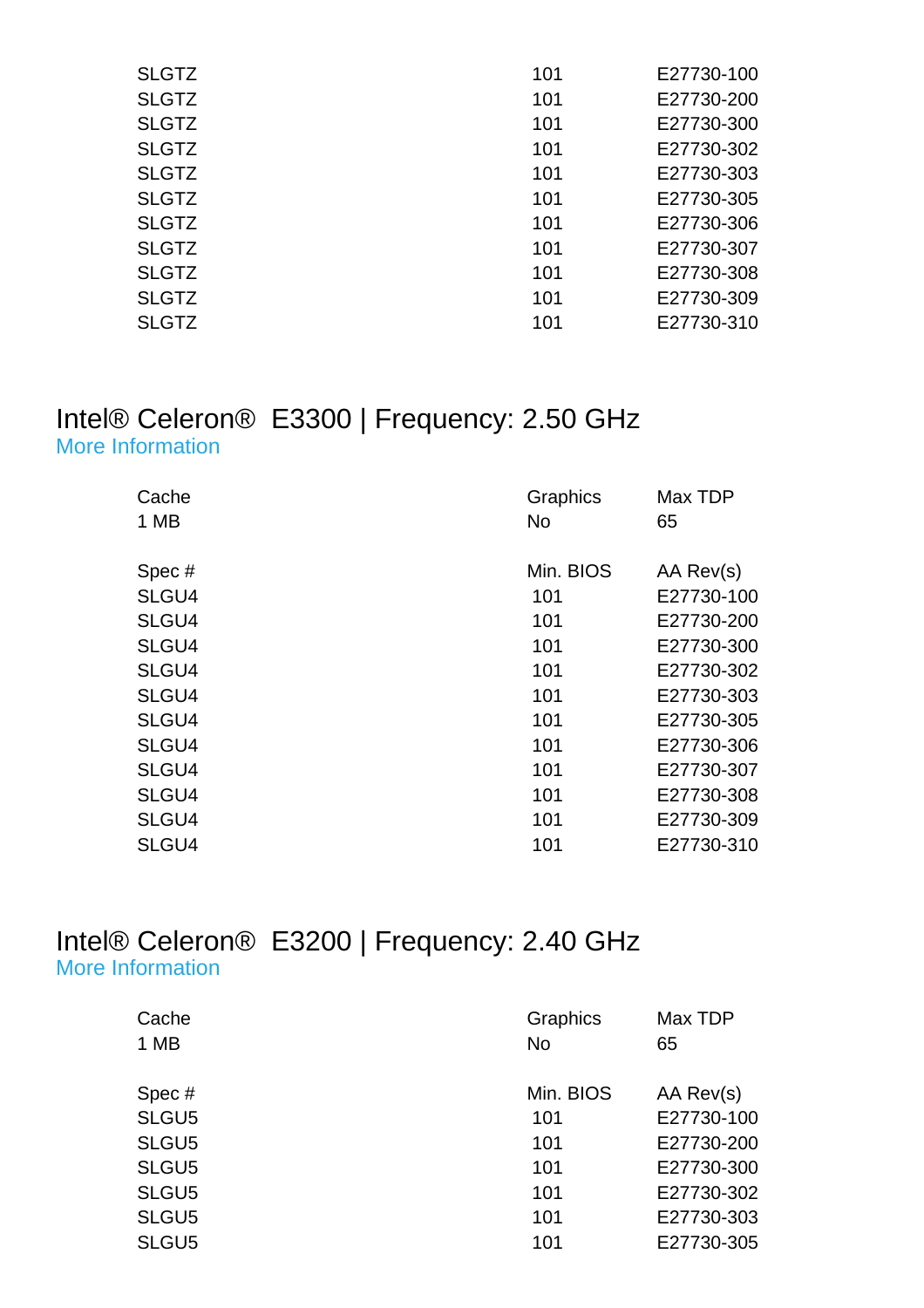| | | |
|---|---|---|
| SLGTZ | 101 | E27730-100 |
| SLGTZ | 101 | E27730-200 |
| SLGTZ | 101 | E27730-300 |
| SLGTZ | 101 | E27730-302 |
| SLGTZ | 101 | E27730-303 |
| SLGTZ | 101 | E27730-305 |
| SLGTZ | 101 | E27730-306 |
| SLGTZ | 101 | E27730-307 |
| SLGTZ | 101 | E27730-308 |
| SLGTZ | 101 | E27730-309 |
| SLGTZ | 101 | E27730-310 |

## Intel® Celeron® E3300 | Frequency: 2.50 GHz

More Information

| Cache | Graphics | Max TDP |
|---|---|---|
| 1 MB | No | 65 |

| Spec # | Min. BIOS | AA Rev(s) |
|---|---|---|
| SLGU4 | 101 | E27730-100 |
| SLGU4 | 101 | E27730-200 |
| SLGU4 | 101 | E27730-300 |
| SLGU4 | 101 | E27730-302 |
| SLGU4 | 101 | E27730-303 |
| SLGU4 | 101 | E27730-305 |
| SLGU4 | 101 | E27730-306 |
| SLGU4 | 101 | E27730-307 |
| SLGU4 | 101 | E27730-308 |
| SLGU4 | 101 | E27730-309 |
| SLGU4 | 101 | E27730-310 |

## Intel® Celeron® E3200 | Frequency: 2.40 GHz

More Information

| Cache | Graphics | Max TDP |
|---|---|---|
| 1 MB | No | 65 |

| Spec # | Min. BIOS | AA Rev(s) |
|---|---|---|
| SLGU5 | 101 | E27730-100 |
| SLGU5 | 101 | E27730-200 |
| SLGU5 | 101 | E27730-300 |
| SLGU5 | 101 | E27730-302 |
| SLGU5 | 101 | E27730-303 |
| SLGU5 | 101 | E27730-305 |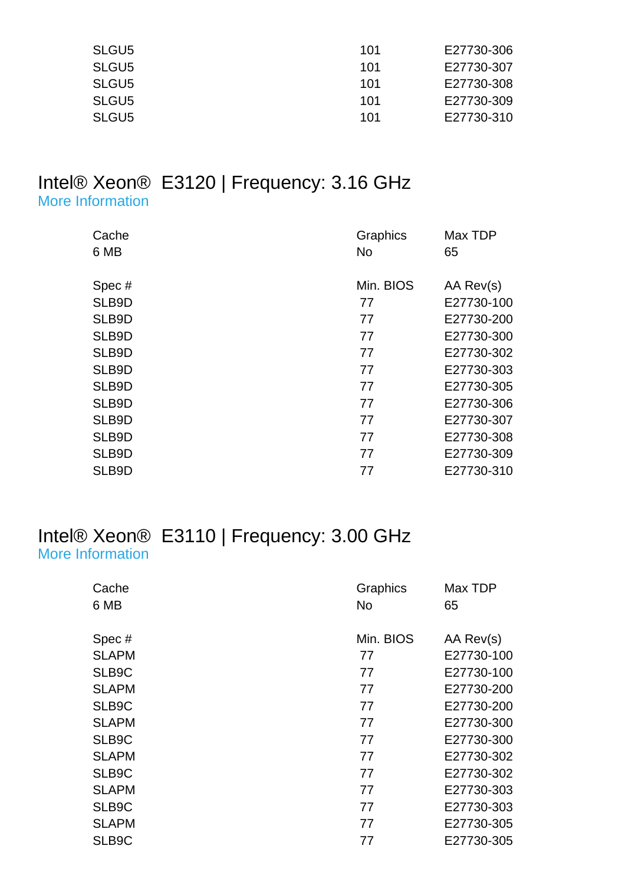| | | |
|---|---|---|
| SLGU5 | 101 | E27730-306 |
| SLGU5 | 101 | E27730-307 |
| SLGU5 | 101 | E27730-308 |
| SLGU5 | 101 | E27730-309 |
| SLGU5 | 101 | E27730-310 |

## Intel® Xeon® E3120 | Frequency: 3.16 GHz

More Information

| Cache | Graphics | Max TDP |
|---|---|---|
| 6 MB | No | 65 |

| Spec # | Min. BIOS | AA Rev(s) |
|---|---|---|
| SLB9D | 77 | E27730-100 |
| SLB9D | 77 | E27730-200 |
| SLB9D | 77 | E27730-300 |
| SLB9D | 77 | E27730-302 |
| SLB9D | 77 | E27730-303 |
| SLB9D | 77 | E27730-305 |
| SLB9D | 77 | E27730-306 |
| SLB9D | 77 | E27730-307 |
| SLB9D | 77 | E27730-308 |
| SLB9D | 77 | E27730-309 |
| SLB9D | 77 | E27730-310 |

## Intel® Xeon® E3110 | Frequency: 3.00 GHz

More Information

| Cache | Graphics | Max TDP |
|---|---|---|
| 6 MB | No | 65 |

| Spec # | Min. BIOS | AA Rev(s) |
|---|---|---|
| SLAPM | 77 | E27730-100 |
| SLB9C | 77 | E27730-100 |
| SLAPM | 77 | E27730-200 |
| SLB9C | 77 | E27730-200 |
| SLAPM | 77 | E27730-300 |
| SLB9C | 77 | E27730-300 |
| SLAPM | 77 | E27730-302 |
| SLB9C | 77 | E27730-302 |
| SLAPM | 77 | E27730-303 |
| SLB9C | 77 | E27730-303 |
| SLAPM | 77 | E27730-305 |
| SLB9C | 77 | E27730-305 |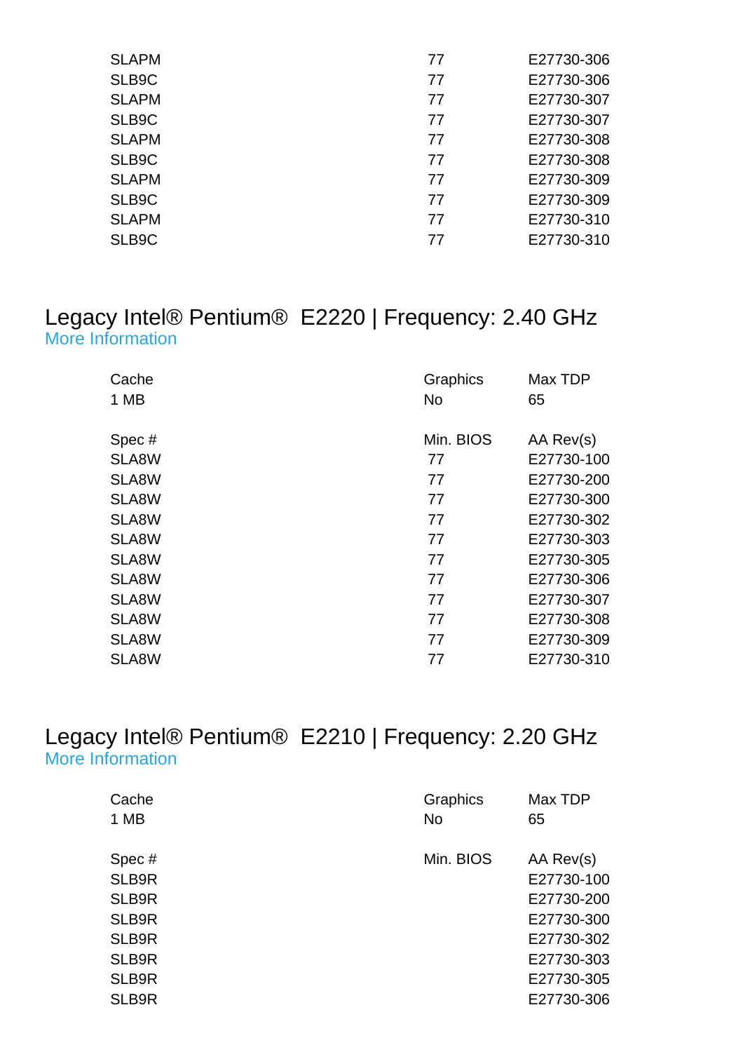| | | |
|---|---|---|
| SLAPM | 77 | E27730-306 |
| SLB9C | 77 | E27730-306 |
| SLAPM | 77 | E27730-307 |
| SLB9C | 77 | E27730-307 |
| SLAPM | 77 | E27730-308 |
| SLB9C | 77 | E27730-308 |
| SLAPM | 77 | E27730-309 |
| SLB9C | 77 | E27730-309 |
| SLAPM | 77 | E27730-310 |
| SLB9C | 77 | E27730-310 |

## Legacy Intel® Pentium® E2220 | Frequency: 2.40 GHz

More Information

| Cache | Graphics | Max TDP |
|---|---|---|
| 1 MB | No | 65 |

| Spec # | Min. BIOS | AA Rev(s) |
|---|---|---|
| SLA8W | 77 | E27730-100 |
| SLA8W | 77 | E27730-200 |
| SLA8W | 77 | E27730-300 |
| SLA8W | 77 | E27730-302 |
| SLA8W | 77 | E27730-303 |
| SLA8W | 77 | E27730-305 |
| SLA8W | 77 | E27730-306 |
| SLA8W | 77 | E27730-307 |
| SLA8W | 77 | E27730-308 |
| SLA8W | 77 | E27730-309 |
| SLA8W | 77 | E27730-310 |

## Legacy Intel® Pentium® E2210 | Frequency: 2.20 GHz

More Information

| Cache | Graphics | Max TDP |
|---|---|---|
| 1 MB | No | 65 |

| Spec # | Min. BIOS | AA Rev(s) |
|---|---|---|
| SLB9R | | E27730-100 |
| SLB9R | | E27730-200 |
| SLB9R | | E27730-300 |
| SLB9R | | E27730-302 |
| SLB9R | | E27730-303 |
| SLB9R | | E27730-305 |
| SLB9R | | E27730-306 |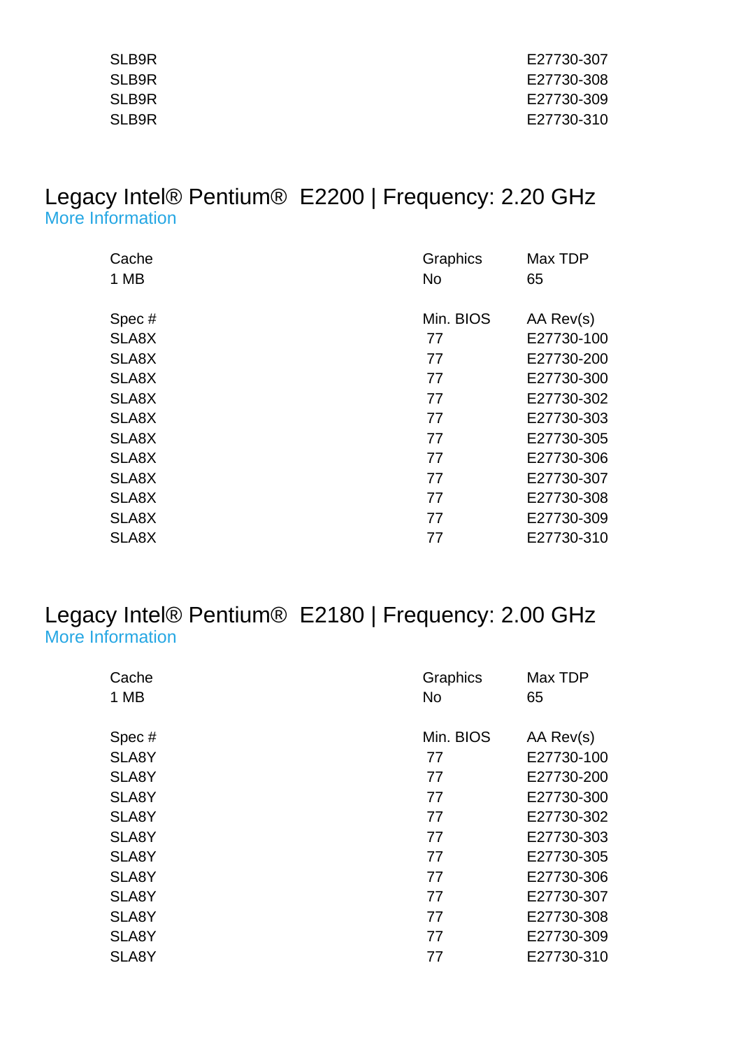| | | |
|---|---|---|
| SLB9R | | E27730-307 |
| SLB9R | | E27730-308 |
| SLB9R | | E27730-309 |
| SLB9R | | E27730-310 |

## Legacy Intel® Pentium® E2200 | Frequency: 2.20 GHz

More Information

| Cache | Graphics | Max TDP |
|---|---|---|
| 1 MB | No | 65 |

| Spec # | Min. BIOS | AA Rev(s) |
|---|---|---|
| SLA8X | 77 | E27730-100 |
| SLA8X | 77 | E27730-200 |
| SLA8X | 77 | E27730-300 |
| SLA8X | 77 | E27730-302 |
| SLA8X | 77 | E27730-303 |
| SLA8X | 77 | E27730-305 |
| SLA8X | 77 | E27730-306 |
| SLA8X | 77 | E27730-307 |
| SLA8X | 77 | E27730-308 |
| SLA8X | 77 | E27730-309 |
| SLA8X | 77 | E27730-310 |

## Legacy Intel® Pentium® E2180 | Frequency: 2.00 GHz

More Information

| Cache | Graphics | Max TDP |
|---|---|---|
| 1 MB | No | 65 |

| Spec # | Min. BIOS | AA Rev(s) |
|---|---|---|
| SLA8Y | 77 | E27730-100 |
| SLA8Y | 77 | E27730-200 |
| SLA8Y | 77 | E27730-300 |
| SLA8Y | 77 | E27730-302 |
| SLA8Y | 77 | E27730-303 |
| SLA8Y | 77 | E27730-305 |
| SLA8Y | 77 | E27730-306 |
| SLA8Y | 77 | E27730-307 |
| SLA8Y | 77 | E27730-308 |
| SLA8Y | 77 | E27730-309 |
| SLA8Y | 77 | E27730-310 |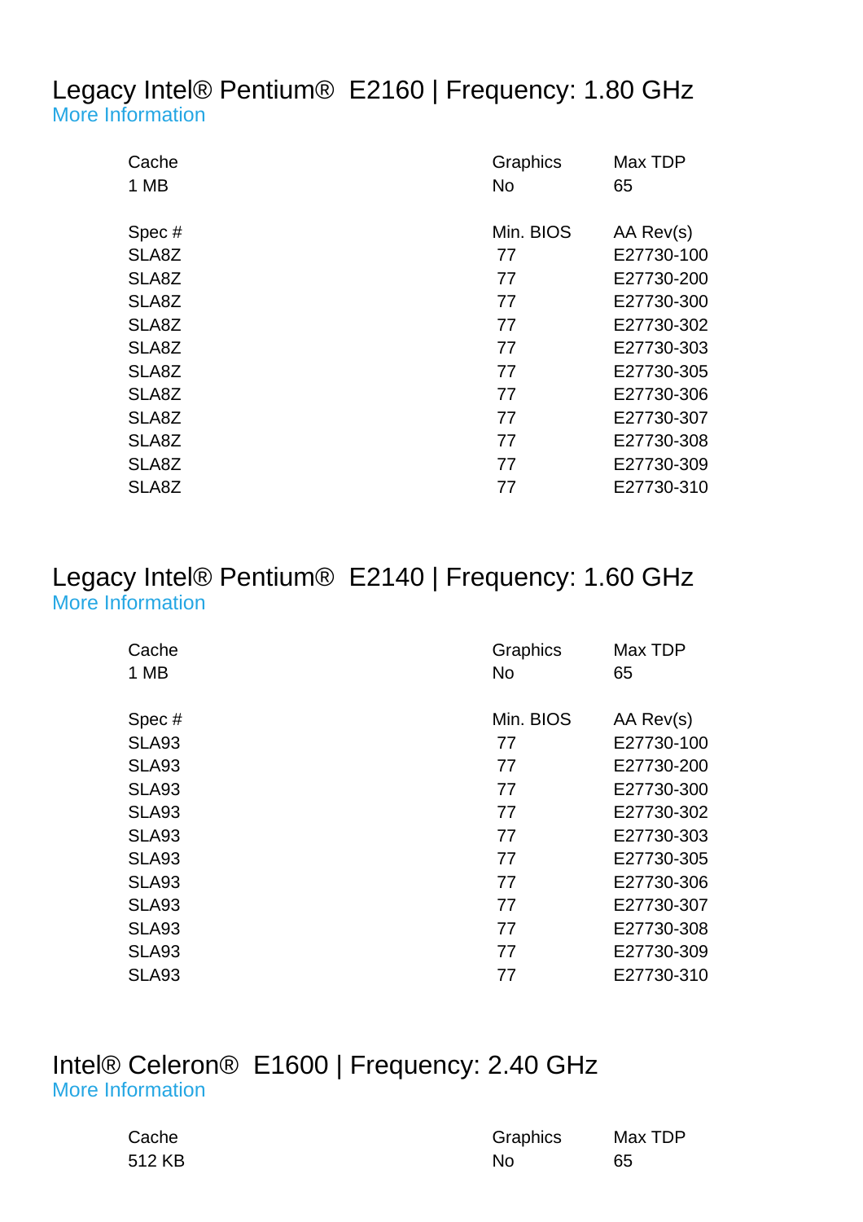## Legacy Intel® Pentium® E2160 | Frequency: 1.80 GHz

More Information

| Cache | Graphics | Max TDP |
|---|---|---|
| 1 MB | No | 65 |

| Spec # | Min. BIOS | AA Rev(s) |
|---|---|---|
| SLA8Z | 77 | E27730-100 |
| SLA8Z | 77 | E27730-200 |
| SLA8Z | 77 | E27730-300 |
| SLA8Z | 77 | E27730-302 |
| SLA8Z | 77 | E27730-303 |
| SLA8Z | 77 | E27730-305 |
| SLA8Z | 77 | E27730-306 |
| SLA8Z | 77 | E27730-307 |
| SLA8Z | 77 | E27730-308 |
| SLA8Z | 77 | E27730-309 |
| SLA8Z | 77 | E27730-310 |

## Legacy Intel® Pentium® E2140 | Frequency: 1.60 GHz

More Information

| Cache | Graphics | Max TDP |
|---|---|---|
| 1 MB | No | 65 |

| Spec # | Min. BIOS | AA Rev(s) |
|---|---|---|
| SLA93 | 77 | E27730-100 |
| SLA93 | 77 | E27730-200 |
| SLA93 | 77 | E27730-300 |
| SLA93 | 77 | E27730-302 |
| SLA93 | 77 | E27730-303 |
| SLA93 | 77 | E27730-305 |
| SLA93 | 77 | E27730-306 |
| SLA93 | 77 | E27730-307 |
| SLA93 | 77 | E27730-308 |
| SLA93 | 77 | E27730-309 |
| SLA93 | 77 | E27730-310 |

## Intel® Celeron® E1600 | Frequency: 2.40 GHz

More Information

| Cache | Graphics | Max TDP |
|---|---|---|
| 512 KB | No | 65 |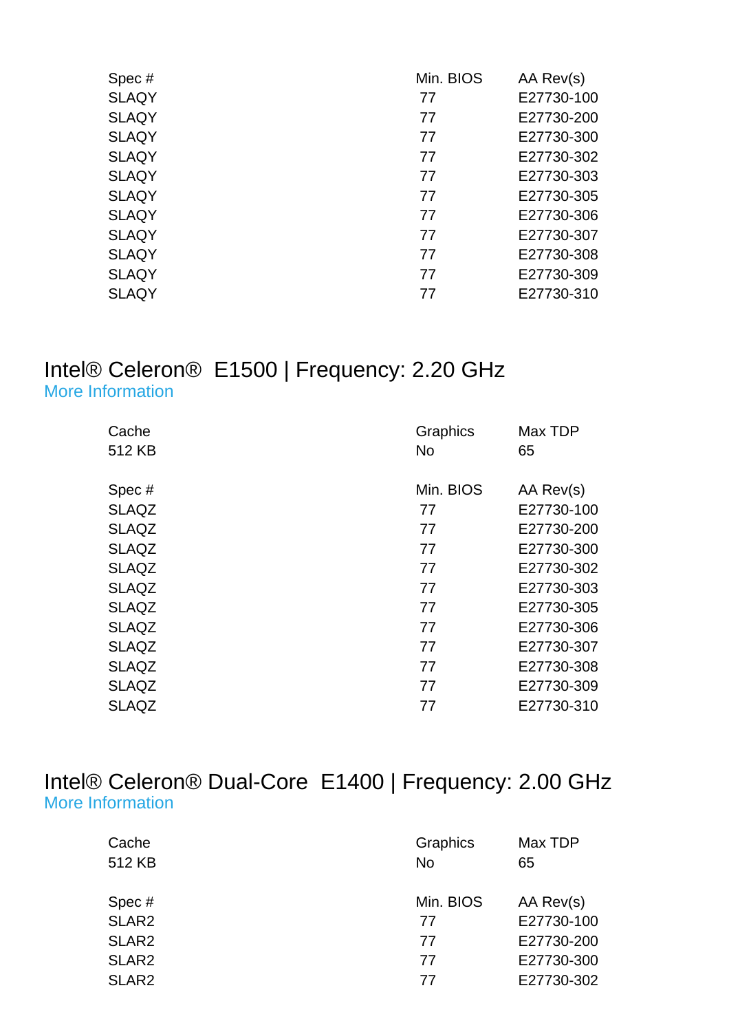| Spec # | Min. BIOS | AA Rev(s) |
|---|---|---|
| SLAQY | 77 | E27730-100 |
| SLAQY | 77 | E27730-200 |
| SLAQY | 77 | E27730-300 |
| SLAQY | 77 | E27730-302 |
| SLAQY | 77 | E27730-303 |
| SLAQY | 77 | E27730-305 |
| SLAQY | 77 | E27730-306 |
| SLAQY | 77 | E27730-307 |
| SLAQY | 77 | E27730-308 |
| SLAQY | 77 | E27730-309 |
| SLAQY | 77 | E27730-310 |

## Intel® Celeron® E1500 | Frequency: 2.20 GHz

More Information

| Cache | Graphics | Max TDP |
|---|---|---|
| 512 KB | No | 65 |

| Spec # | Min. BIOS | AA Rev(s) |
|---|---|---|
| SLAQZ | 77 | E27730-100 |
| SLAQZ | 77 | E27730-200 |
| SLAQZ | 77 | E27730-300 |
| SLAQZ | 77 | E27730-302 |
| SLAQZ | 77 | E27730-303 |
| SLAQZ | 77 | E27730-305 |
| SLAQZ | 77 | E27730-306 |
| SLAQZ | 77 | E27730-307 |
| SLAQZ | 77 | E27730-308 |
| SLAQZ | 77 | E27730-309 |
| SLAQZ | 77 | E27730-310 |

## Intel® Celeron® Dual-Core E1400 | Frequency: 2.00 GHz

More Information

| Cache | Graphics | Max TDP |
|---|---|---|
| 512 KB | No | 65 |

| Spec # | Min. BIOS | AA Rev(s) |
|---|---|---|
| SLAR2 | 77 | E27730-100 |
| SLAR2 | 77 | E27730-200 |
| SLAR2 | 77 | E27730-300 |
| SLAR2 | 77 | E27730-302 |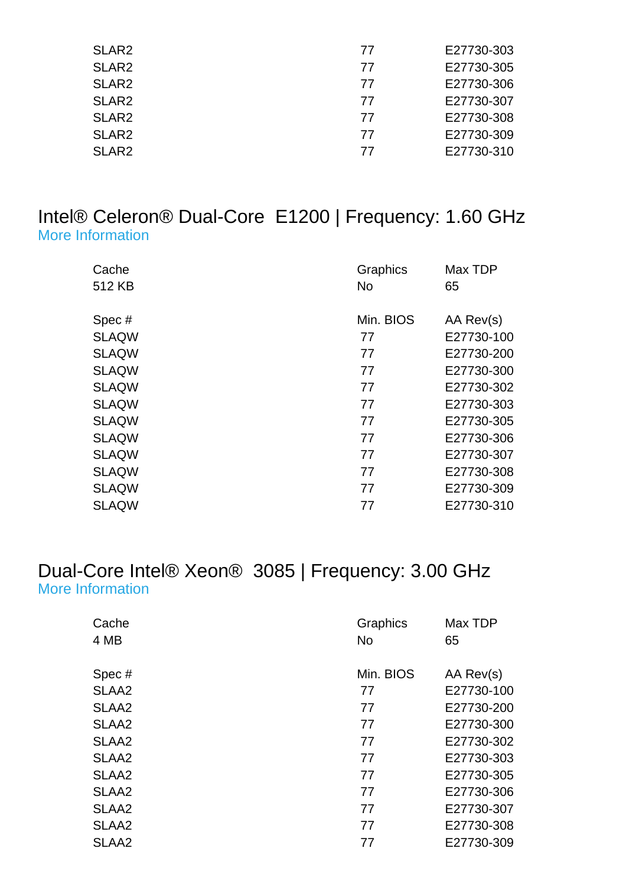| | | |
|---|---|---|
| SLAR2 | 77 | E27730-303 |
| SLAR2 | 77 | E27730-305 |
| SLAR2 | 77 | E27730-306 |
| SLAR2 | 77 | E27730-307 |
| SLAR2 | 77 | E27730-308 |
| SLAR2 | 77 | E27730-309 |
| SLAR2 | 77 | E27730-310 |

## Intel® Celeron® Dual-Core E1200 | Frequency: 1.60 GHz

More Information

| Cache | Graphics | Max TDP |
|---|---|---|
| 512 KB | No | 65 |

| Spec # | Min. BIOS | AA Rev(s) |
|---|---|---|
| SLAQW | 77 | E27730-100 |
| SLAQW | 77 | E27730-200 |
| SLAQW | 77 | E27730-300 |
| SLAQW | 77 | E27730-302 |
| SLAQW | 77 | E27730-303 |
| SLAQW | 77 | E27730-305 |
| SLAQW | 77 | E27730-306 |
| SLAQW | 77 | E27730-307 |
| SLAQW | 77 | E27730-308 |
| SLAQW | 77 | E27730-309 |
| SLAQW | 77 | E27730-310 |

## Dual-Core Intel® Xeon® 3085 | Frequency: 3.00 GHz

More Information

| Cache | Graphics | Max TDP |
|---|---|---|
| 4 MB | No | 65 |

| Spec # | Min. BIOS | AA Rev(s) |
|---|---|---|
| SLAA2 | 77 | E27730-100 |
| SLAA2 | 77 | E27730-200 |
| SLAA2 | 77 | E27730-300 |
| SLAA2 | 77 | E27730-302 |
| SLAA2 | 77 | E27730-303 |
| SLAA2 | 77 | E27730-305 |
| SLAA2 | 77 | E27730-306 |
| SLAA2 | 77 | E27730-307 |
| SLAA2 | 77 | E27730-308 |
| SLAA2 | 77 | E27730-309 |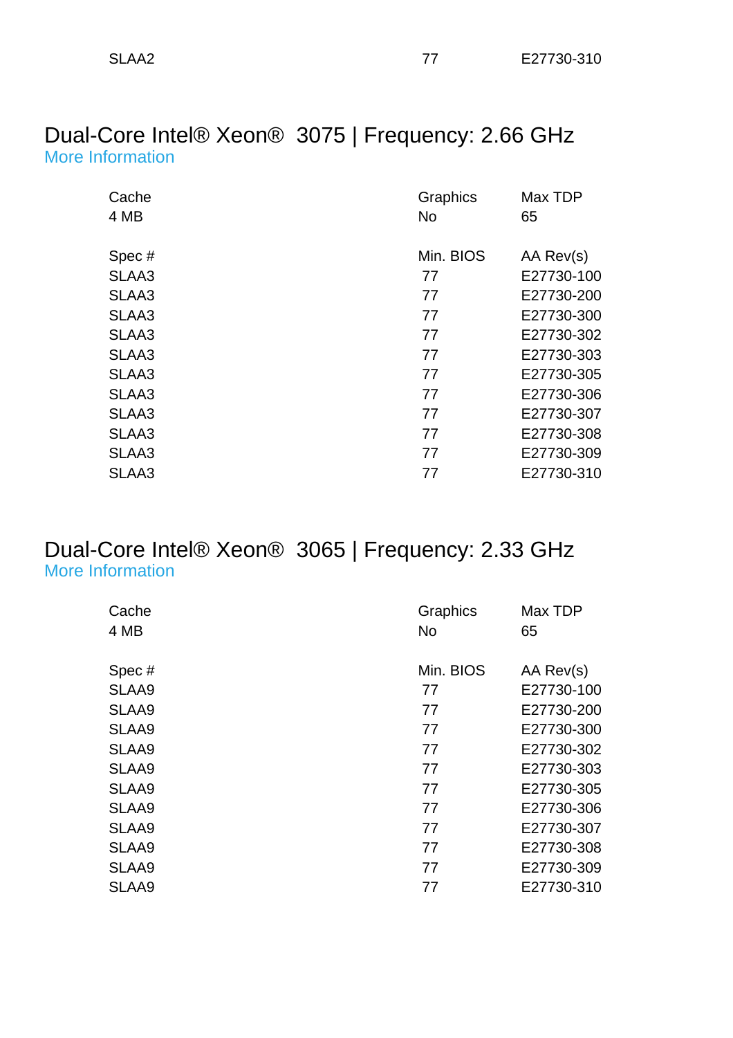| | | |
|---|---|---|
| SLAA2 | 77 | E27730-310 |

## Dual-Core Intel® Xeon® 3075 | Frequency: 2.66 GHz

More Information

| Cache | Graphics | Max TDP |
|---|---|---|
| 4 MB | No | 65 |

| Spec # | Min. BIOS | AA Rev(s) |
|---|---|---|
| SLAA3 | 77 | E27730-100 |
| SLAA3 | 77 | E27730-200 |
| SLAA3 | 77 | E27730-300 |
| SLAA3 | 77 | E27730-302 |
| SLAA3 | 77 | E27730-303 |
| SLAA3 | 77 | E27730-305 |
| SLAA3 | 77 | E27730-306 |
| SLAA3 | 77 | E27730-307 |
| SLAA3 | 77 | E27730-308 |
| SLAA3 | 77 | E27730-309 |
| SLAA3 | 77 | E27730-310 |

## Dual-Core Intel® Xeon® 3065 | Frequency: 2.33 GHz

More Information

| Cache | Graphics | Max TDP |
|---|---|---|
| 4 MB | No | 65 |

| Spec # | Min. BIOS | AA Rev(s) |
|---|---|---|
| SLAA9 | 77 | E27730-100 |
| SLAA9 | 77 | E27730-200 |
| SLAA9 | 77 | E27730-300 |
| SLAA9 | 77 | E27730-302 |
| SLAA9 | 77 | E27730-303 |
| SLAA9 | 77 | E27730-305 |
| SLAA9 | 77 | E27730-306 |
| SLAA9 | 77 | E27730-307 |
| SLAA9 | 77 | E27730-308 |
| SLAA9 | 77 | E27730-309 |
| SLAA9 | 77 | E27730-310 |